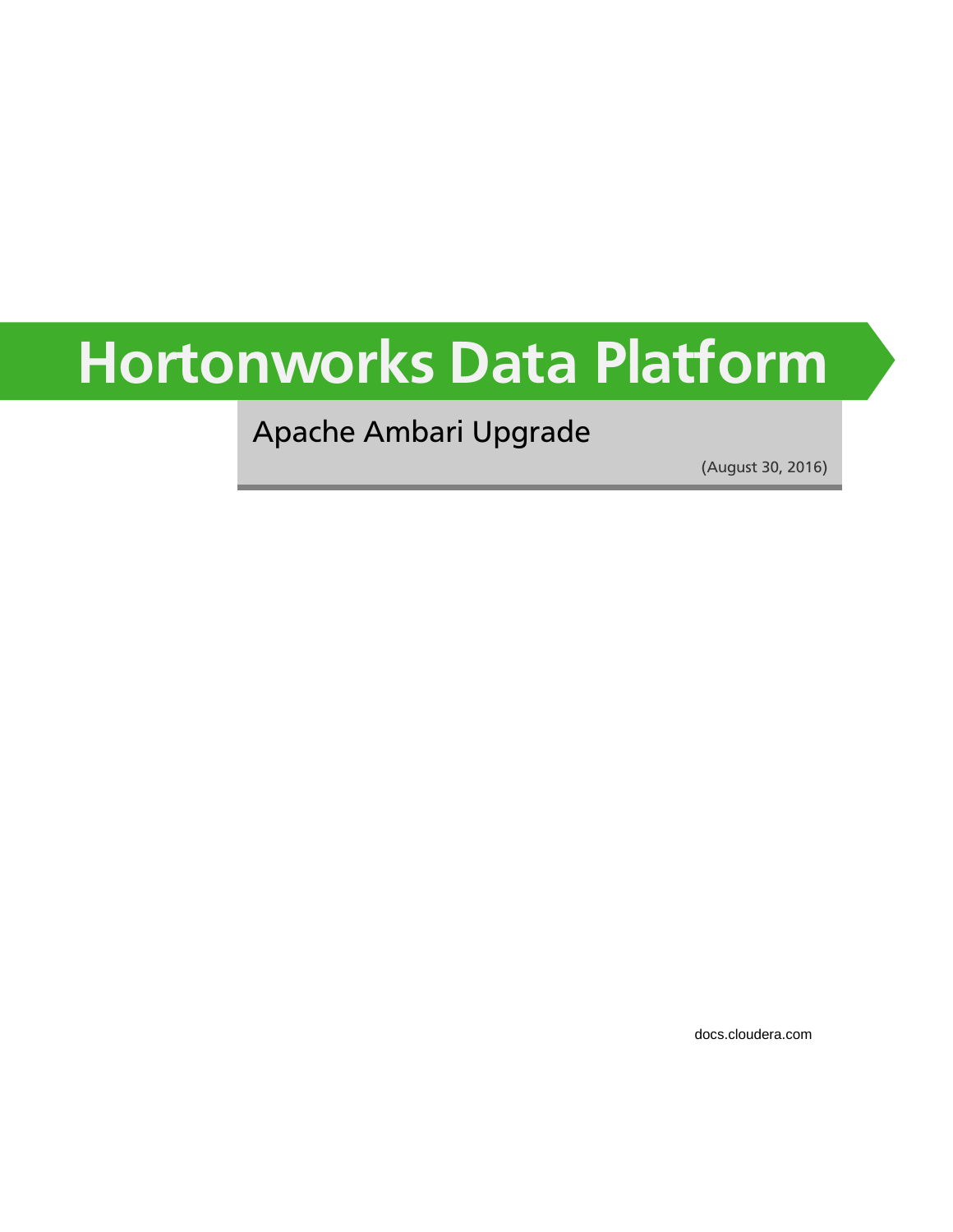# Hortonworks Data Platform

## Apache Ambari Upgrade

(August 30, 2016)

docs.cloudera.com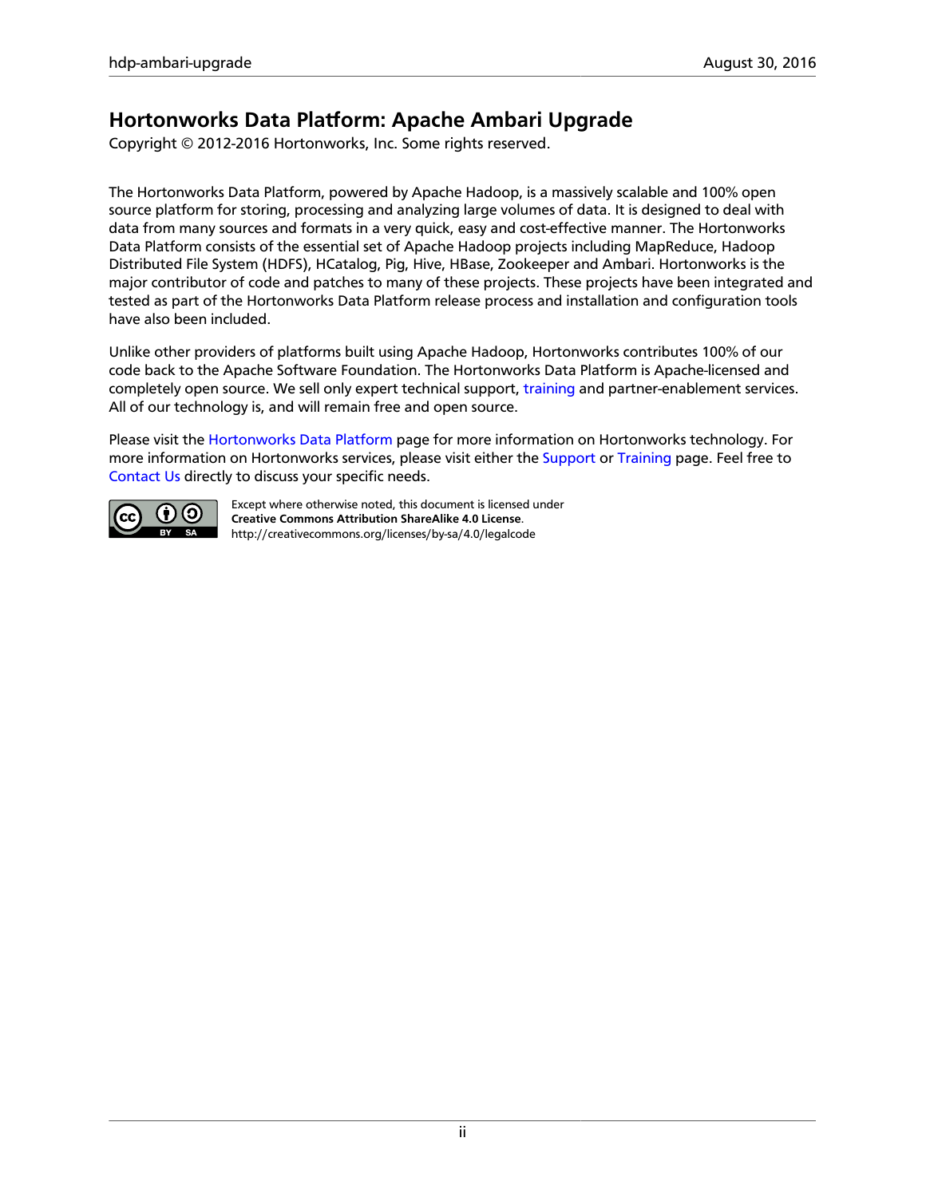# Hortonworks Data Platform: Apache Ambari Upgrade

Copyright © 2012-2016 Hortonworks, Inc. Some rights reserved.

The Hortonworks Data Platform, powered by Apache Hadoop, is a massively scalable and 100% open source platform for storing, processing and analyzing large volumes of data. It is designed to deal with data from many sources and formats in a very quick, easy and cost-effective manner. The Hortonworks Data Platform consists of the essential set of Apache Hadoop projects including MapReduce, Hadoop Distributed File System (HDFS), HCatalog, Pig, Hive, HBase, Zookeeper and Ambari. Hortonworks is the major contributor of code and patches to many of these projects. These projects have been integrated and tested as part of the Hortonworks Data Platform release process and installation and configuration tools have also been included.

Unlike other providers of platforms built using Apache Hadoop, Hortonworks contributes 100% of our code back to the Apache Software Foundation. The Hortonworks Data Platform is Apache-licensed and completely open source. We sell only expert technical support, training and partner-enablement services. All of our technology is, and will remain free and open source.

Please visit the Hortonworks Data Platform page for more information on Hortonworks technology. For more information on Hortonworks services, please visit either the Support or Training page. Feel free to Contact Us directly to discuss your specific needs.

Except where otherwise noted, this document is licensed under **Creative Commons Attribution ShareAlike 4.0 License**.
http://creativecommons.org/licenses/by-sa/4.0/legalcode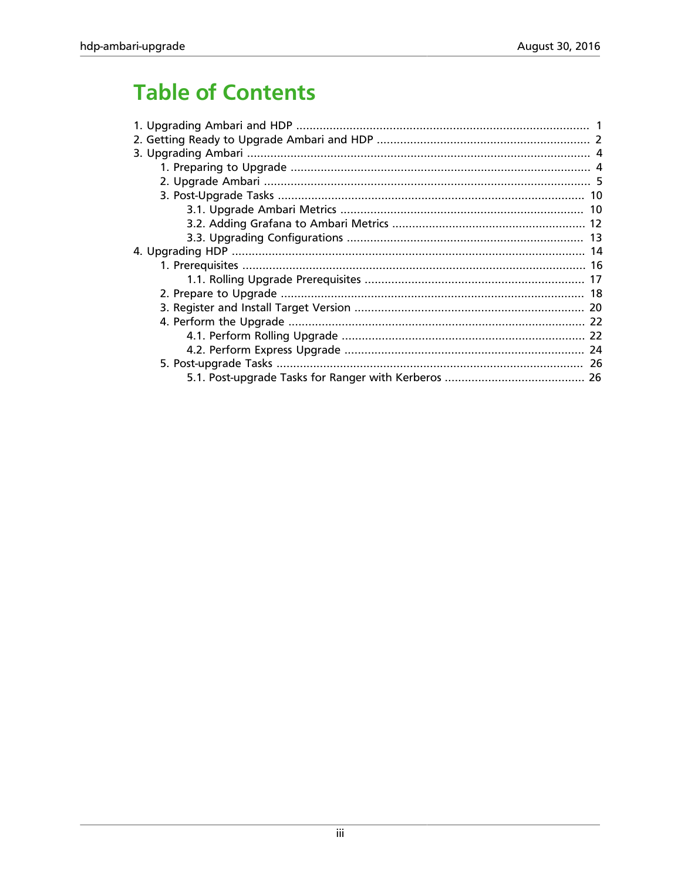# Table of Contents

1. Upgrading Ambari and HDP ........................................................................................ 1
2. Getting Ready to Upgrade Ambari and HDP ................................................................ 2
3. Upgrading Ambari ........................................................................................................ 4
    1. Preparing to Upgrade .......................................................................................... 4
    2. Upgrade Ambari .................................................................................................. 5
    3. Post-Upgrade Tasks ............................................................................................ 10
        3.1. Upgrade Ambari Metrics ......................................................................... 10
        3.2. Adding Grafana to Ambari Metrics .......................................................... 12
        3.3. Upgrading Configurations ....................................................................... 13
4. Upgrading HDP .......................................................................................................... 14
    1. Prerequisites ...................................................................................................... 16
        1.1. Rolling Upgrade Prerequisites .................................................................. 17
    2. Prepare to Upgrade ........................................................................................... 18
    3. Register and Install Target Version ..................................................................... 20
    4. Perform the Upgrade ......................................................................................... 22
        4.1. Perform Rolling Upgrade ......................................................................... 22
        4.2. Perform Express Upgrade ........................................................................ 24
    5. Post-upgrade Tasks ............................................................................................ 26
        5.1. Post-upgrade Tasks for Ranger with Kerberos .......................................... 26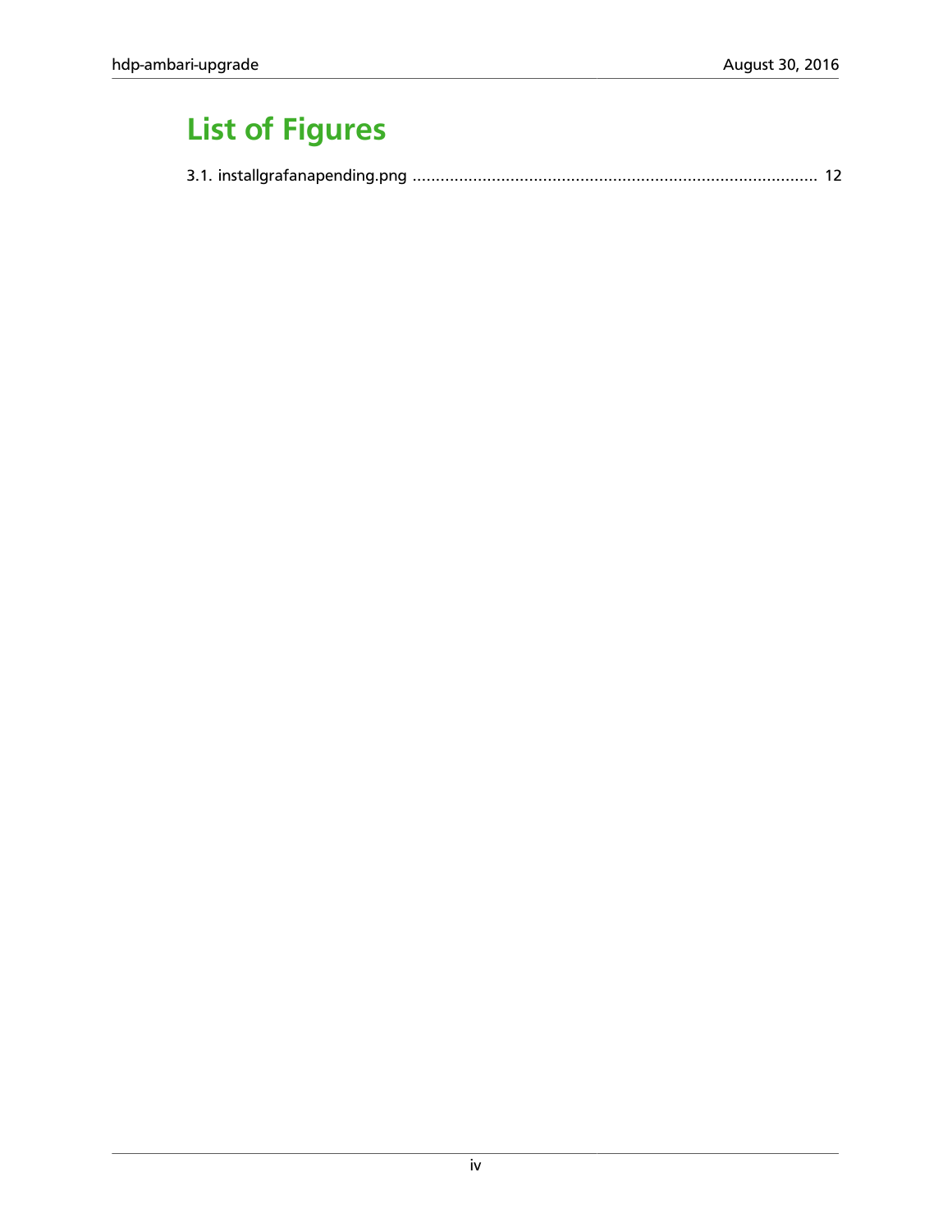# List of Figures

3.1. installgrafanapending.png ........................................................................................ 12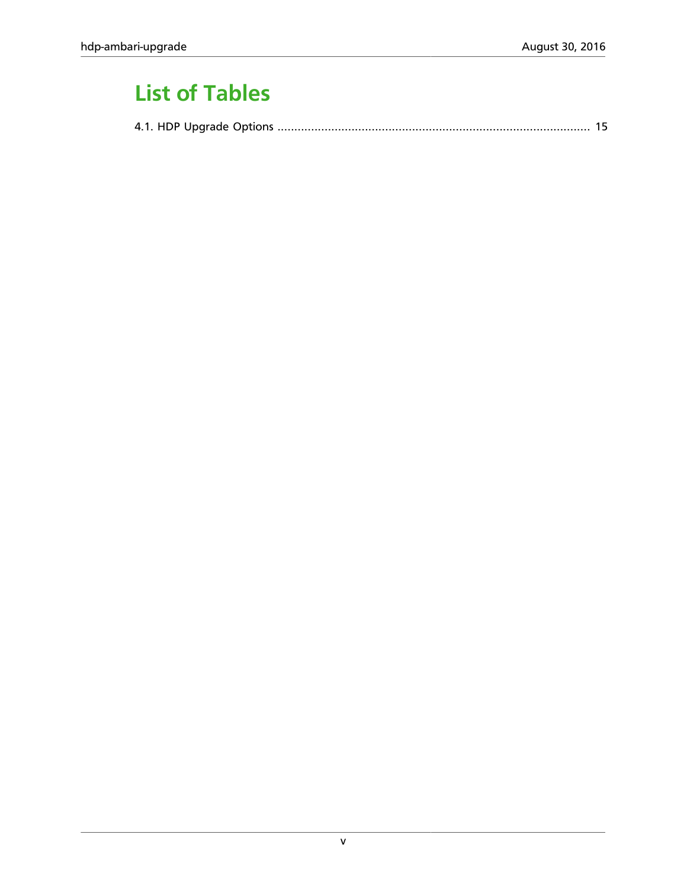# List of Tables

4.1. HDP Upgrade Options ............................................................................................ 15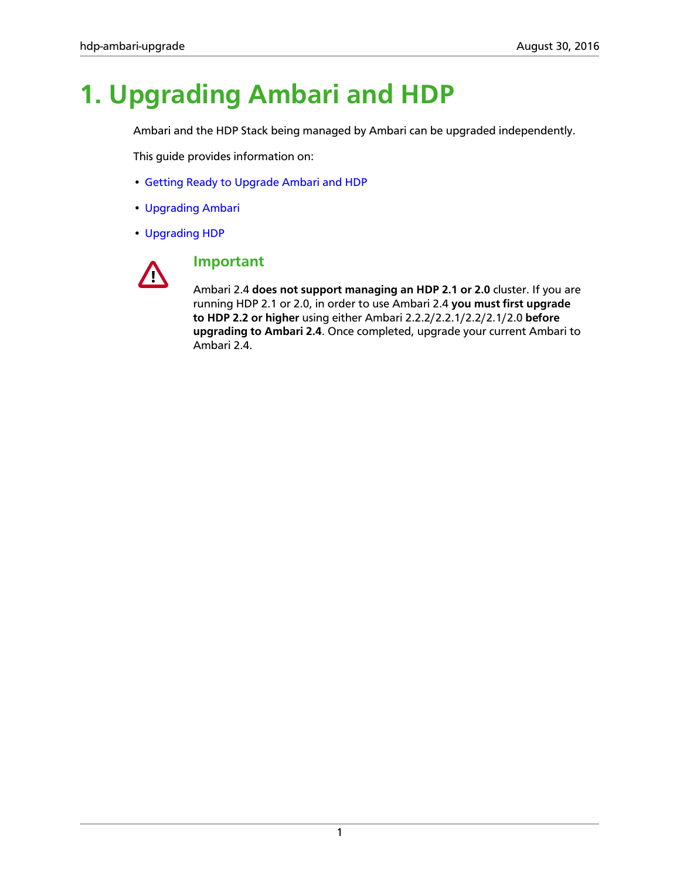# 1. Upgrading Ambari and HDP

Ambari and the HDP Stack being managed by Ambari can be upgraded independently.

This guide provides information on:

- Getting Ready to Upgrade Ambari and HDP
- Upgrading Ambari
- Upgrading HDP

### Important

Ambari 2.4 **does not support managing an HDP 2.1 or 2.0** cluster. If you are running HDP 2.1 or 2.0, in order to use Ambari 2.4 **you must first upgrade to HDP 2.2 or higher** using either Ambari 2.2.2/2.2.1/2.2/2.1/2.0 **before upgrading to Ambari 2.4**. Once completed, upgrade your current Ambari to Ambari 2.4.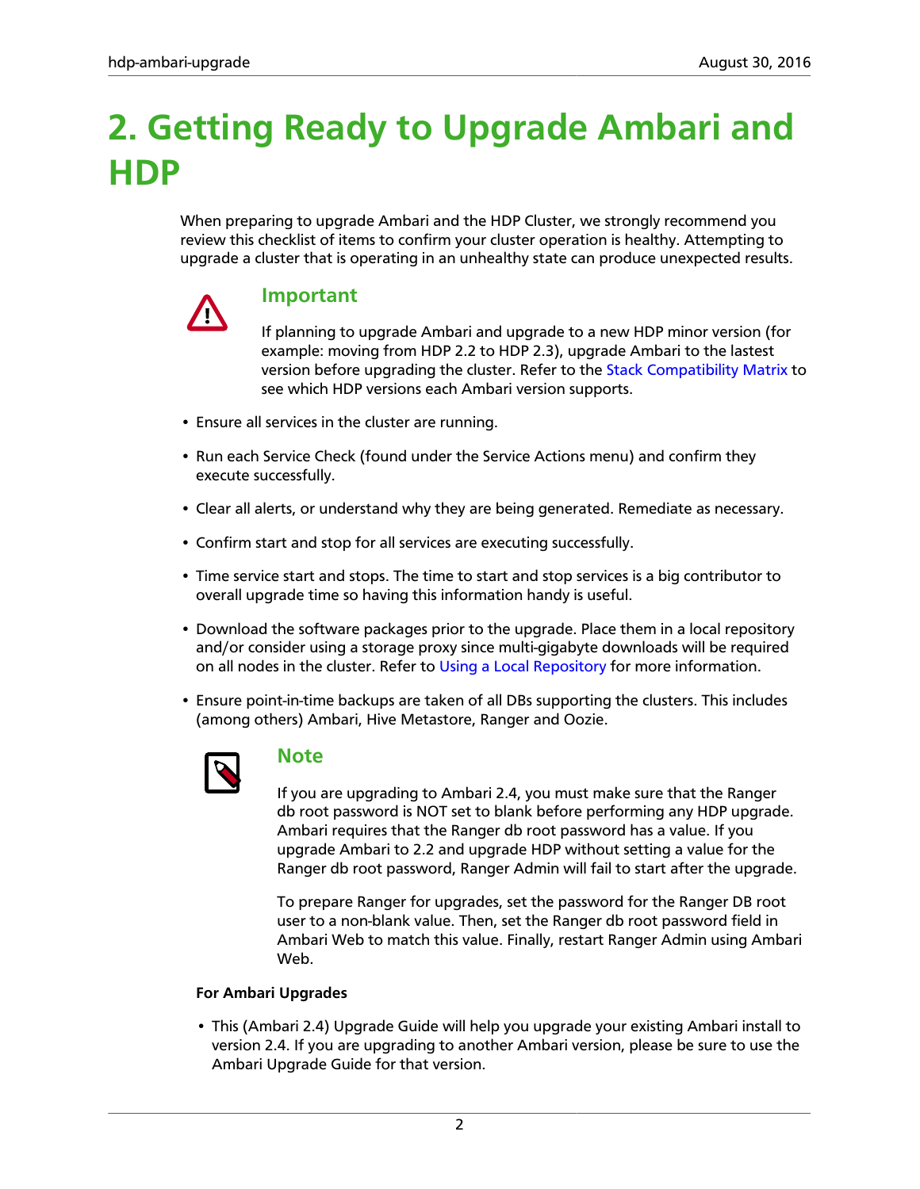# 2. Getting Ready to Upgrade Ambari and HDP

When preparing to upgrade Ambari and the HDP Cluster, we strongly recommend you review this checklist of items to confirm your cluster operation is healthy. Attempting to upgrade a cluster that is operating in an unhealthy state can produce unexpected results.

> **Important**
>
> If planning to upgrade Ambari and upgrade to a new HDP minor version (for example: moving from HDP 2.2 to HDP 2.3), upgrade Ambari to the lastest version before upgrading the cluster. Refer to the Stack Compatibility Matrix to see which HDP versions each Ambari version supports.

- Ensure all services in the cluster are running.
- Run each Service Check (found under the Service Actions menu) and confirm they execute successfully.
- Clear all alerts, or understand why they are being generated. Remediate as necessary.
- Confirm start and stop for all services are executing successfully.
- Time service start and stops. The time to start and stop services is a big contributor to overall upgrade time so having this information handy is useful.
- Download the software packages prior to the upgrade. Place them in a local repository and/or consider using a storage proxy since multi-gigabyte downloads will be required on all nodes in the cluster. Refer to Using a Local Repository for more information.
- Ensure point-in-time backups are taken of all DBs supporting the clusters. This includes (among others) Ambari, Hive Metastore, Ranger and Oozie.

> **Note**
>
> If you are upgrading to Ambari 2.4, you must make sure that the Ranger db root password is NOT set to blank before performing any HDP upgrade. Ambari requires that the Ranger db root password has a value. If you upgrade Ambari to 2.2 and upgrade HDP without setting a value for the Ranger db root password, Ranger Admin will fail to start after the upgrade.
>
> To prepare Ranger for upgrades, set the password for the Ranger DB root user to a non-blank value. Then, set the Ranger db root password field in Ambari Web to match this value. Finally, restart Ranger Admin using Ambari Web.

**For Ambari Upgrades**

- This (Ambari 2.4) Upgrade Guide will help you upgrade your existing Ambari install to version 2.4. If you are upgrading to another Ambari version, please be sure to use the Ambari Upgrade Guide for that version.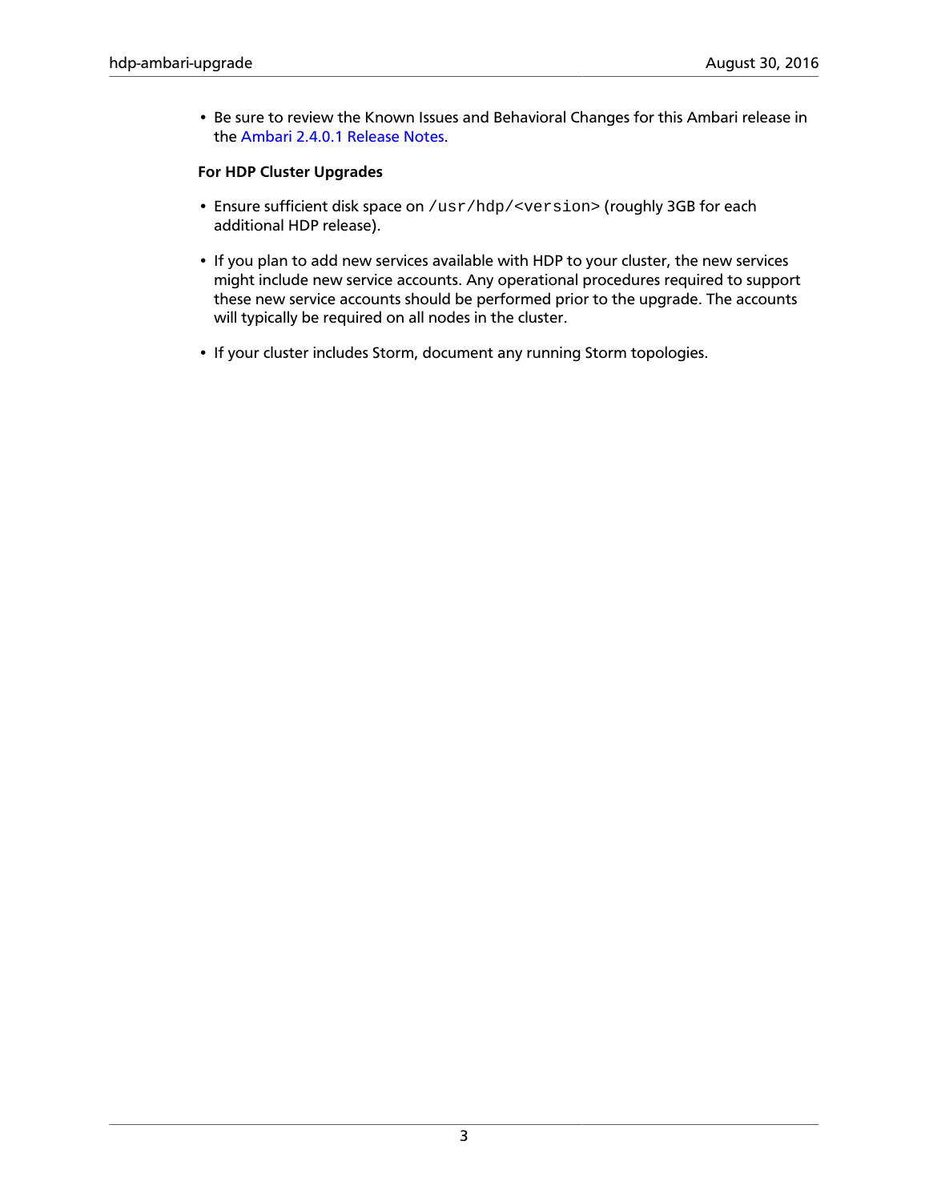- Be sure to review the Known Issues and Behavioral Changes for this Ambari release in the Ambari 2.4.0.1 Release Notes.

**For HDP Cluster Upgrades**

- Ensure sufficient disk space on `/usr/hdp/<version>` (roughly 3GB for each additional HDP release).
- If you plan to add new services available with HDP to your cluster, the new services might include new service accounts. Any operational procedures required to support these new service accounts should be performed prior to the upgrade. The accounts will typically be required on all nodes in the cluster.
- If your cluster includes Storm, document any running Storm topologies.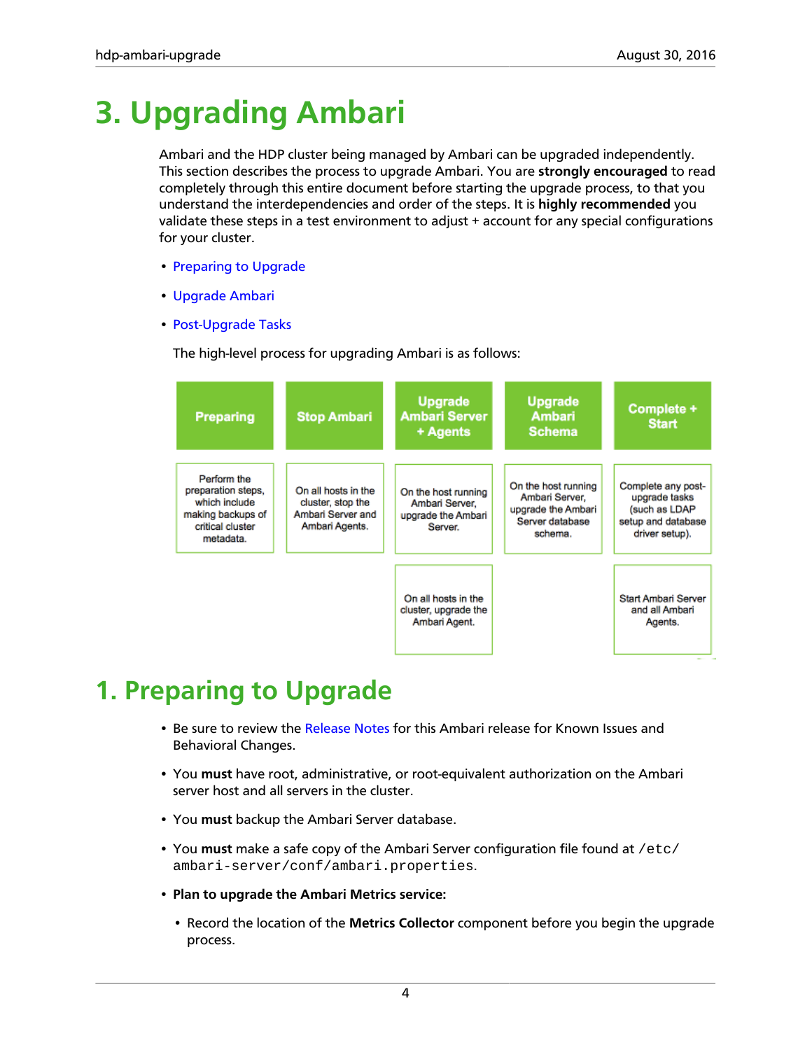# 3. Upgrading Ambari

Ambari and the HDP cluster being managed by Ambari can be upgraded independently. This section describes the process to upgrade Ambari. You are **strongly encouraged** to read completely through this entire document before starting the upgrade process, to that you understand the interdependencies and order of the steps. It is **highly recommended** you validate these steps in a test environment to adjust + account for any special configurations for your cluster.

- Preparing to Upgrade
- Upgrade Ambari
- Post-Upgrade Tasks

The high-level process for upgrading Ambari is as follows:

| Preparing | Stop Ambari | Upgrade Ambari Server + Agents | Upgrade Ambari Schema | Complete + Start |
|---|---|---|---|---|
| Perform the preparation steps, which include making backups of critical cluster metadata. | On all hosts in the cluster, stop the Ambari Server and Ambari Agents. | On the host running Ambari Server, upgrade the Ambari Server. | On the host running Ambari Server, upgrade the Ambari Server database schema. | Complete any post-upgrade tasks (such as LDAP setup and database driver setup). |
| | | On all hosts in the cluster, upgrade the Ambari Agent. | | Start Ambari Server and all Ambari Agents. |

# 1. Preparing to Upgrade

- Be sure to review the Release Notes for this Ambari release for Known Issues and Behavioral Changes.
- You **must** have root, administrative, or root-equivalent authorization on the Ambari server host and all servers in the cluster.
- You **must** backup the Ambari Server database.
- You **must** make a safe copy of the Ambari Server configuration file found at `/etc/ambari-server/conf/ambari.properties`.
- **Plan to upgrade the Ambari Metrics service:**
  - Record the location of the **Metrics Collector** component before you begin the upgrade process.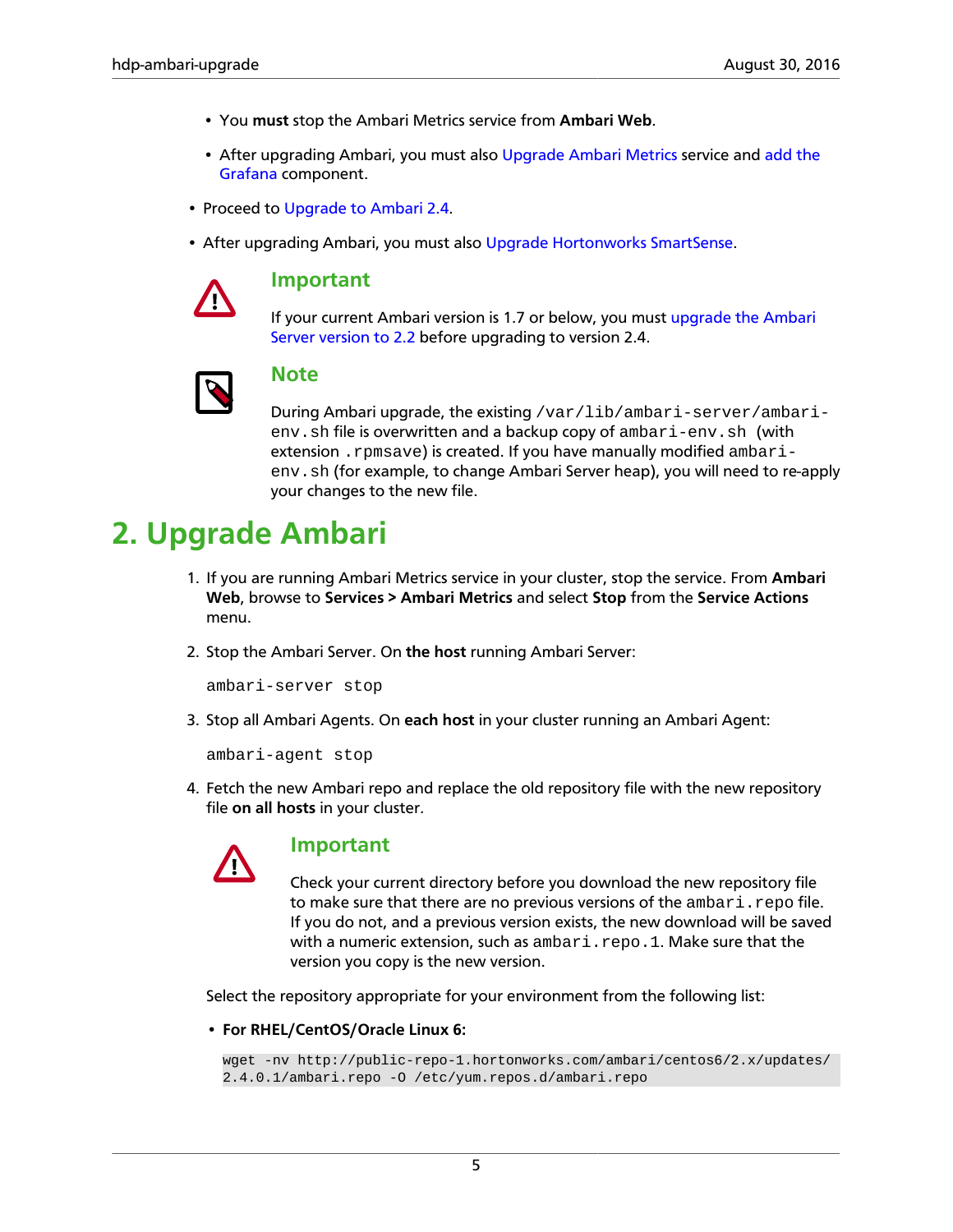- You **must** stop the Ambari Metrics service from **Ambari Web**.
- After upgrading Ambari, you must also Upgrade Ambari Metrics service and add the Grafana component.

- Proceed to Upgrade to Ambari 2.4.
- After upgrading Ambari, you must also Upgrade Hortonworks SmartSense.

### Important

If your current Ambari version is 1.7 or below, you must upgrade the Ambari Server version to 2.2 before upgrading to version 2.4.

### Note

During Ambari upgrade, the existing `/var/lib/ambari-server/ambari-env.sh` file is overwritten and a backup copy of `ambari-env.sh` (with extension `.rpmsave`) is created. If you have manually modified `ambari-env.sh` (for example, to change Ambari Server heap), you will need to re-apply your changes to the new file.

# 2. Upgrade Ambari

1. If you are running Ambari Metrics service in your cluster, stop the service. From **Ambari Web**, browse to **Services > Ambari Metrics** and select **Stop** from the **Service Actions** menu.

2. Stop the Ambari Server. On **the host** running Ambari Server:

   ```
   ambari-server stop
   ```

3. Stop all Ambari Agents. On **each host** in your cluster running an Ambari Agent:

   ```
   ambari-agent stop
   ```

4. Fetch the new Ambari repo and replace the old repository file with the new repository file **on all hosts** in your cluster.

   ### Important

   Check your current directory before you download the new repository file to make sure that there are no previous versions of the `ambari.repo` file. If you do not, and a previous version exists, the new download will be saved with a numeric extension, such as `ambari.repo.1`. Make sure that the version you copy is the new version.

   Select the repository appropriate for your environment from the following list:

   - **For RHEL/CentOS/Oracle Linux 6:**

     ```
     wget -nv http://public-repo-1.hortonworks.com/ambari/centos6/2.x/updates/
     2.4.0.1/ambari.repo -O /etc/yum.repos.d/ambari.repo
     ```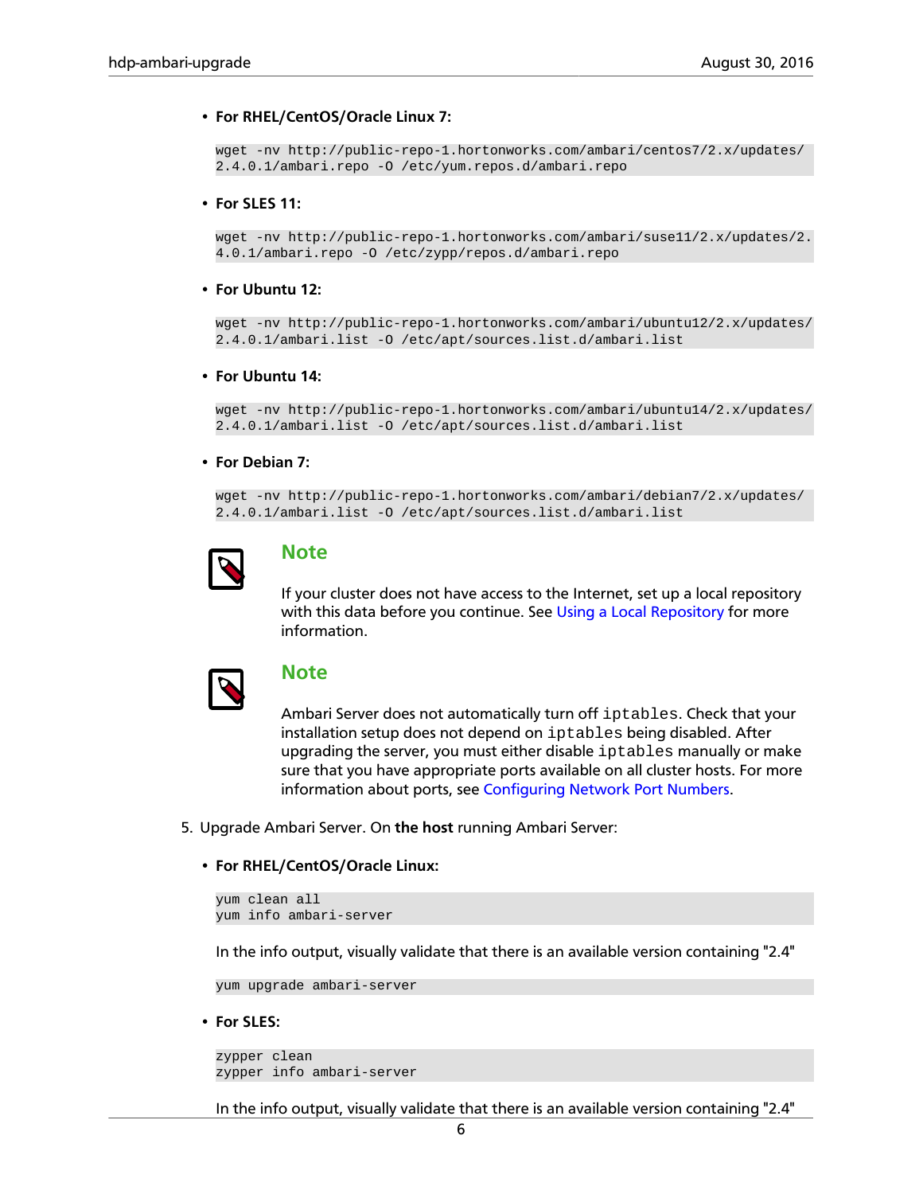- **For RHEL/CentOS/Oracle Linux 7:**

```
wget -nv http://public-repo-1.hortonworks.com/ambari/centos7/2.x/updates/
2.4.0.1/ambari.repo -O /etc/yum.repos.d/ambari.repo
```

- **For SLES 11:**

```
wget -nv http://public-repo-1.hortonworks.com/ambari/suse11/2.x/updates/2.
4.0.1/ambari.repo -O /etc/zypp/repos.d/ambari.repo
```

- **For Ubuntu 12:**

```
wget -nv http://public-repo-1.hortonworks.com/ambari/ubuntu12/2.x/updates/
2.4.0.1/ambari.list -O /etc/apt/sources.list.d/ambari.list
```

- **For Ubuntu 14:**

```
wget -nv http://public-repo-1.hortonworks.com/ambari/ubuntu14/2.x/updates/
2.4.0.1/ambari.list -O /etc/apt/sources.list.d/ambari.list
```

- **For Debian 7:**

```
wget -nv http://public-repo-1.hortonworks.com/ambari/debian7/2.x/updates/
2.4.0.1/ambari.list -O /etc/apt/sources.list.d/ambari.list
```

> **Note**
>
> If your cluster does not have access to the Internet, set up a local repository with this data before you continue. See Using a Local Repository for more information.

> **Note**
>
> Ambari Server does not automatically turn off `iptables`. Check that your installation setup does not depend on `iptables` being disabled. After upgrading the server, you must either disable `iptables` manually or make sure that you have appropriate ports available on all cluster hosts. For more information about ports, see Configuring Network Port Numbers.

5. Upgrade Ambari Server. On **the host** running Ambari Server:

- **For RHEL/CentOS/Oracle Linux:**

```
yum clean all
yum info ambari-server
```

In the info output, visually validate that there is an available version containing "2.4"

```
yum upgrade ambari-server
```

- **For SLES:**

```
zypper clean
zypper info ambari-server
```

In the info output, visually validate that there is an available version containing "2.4"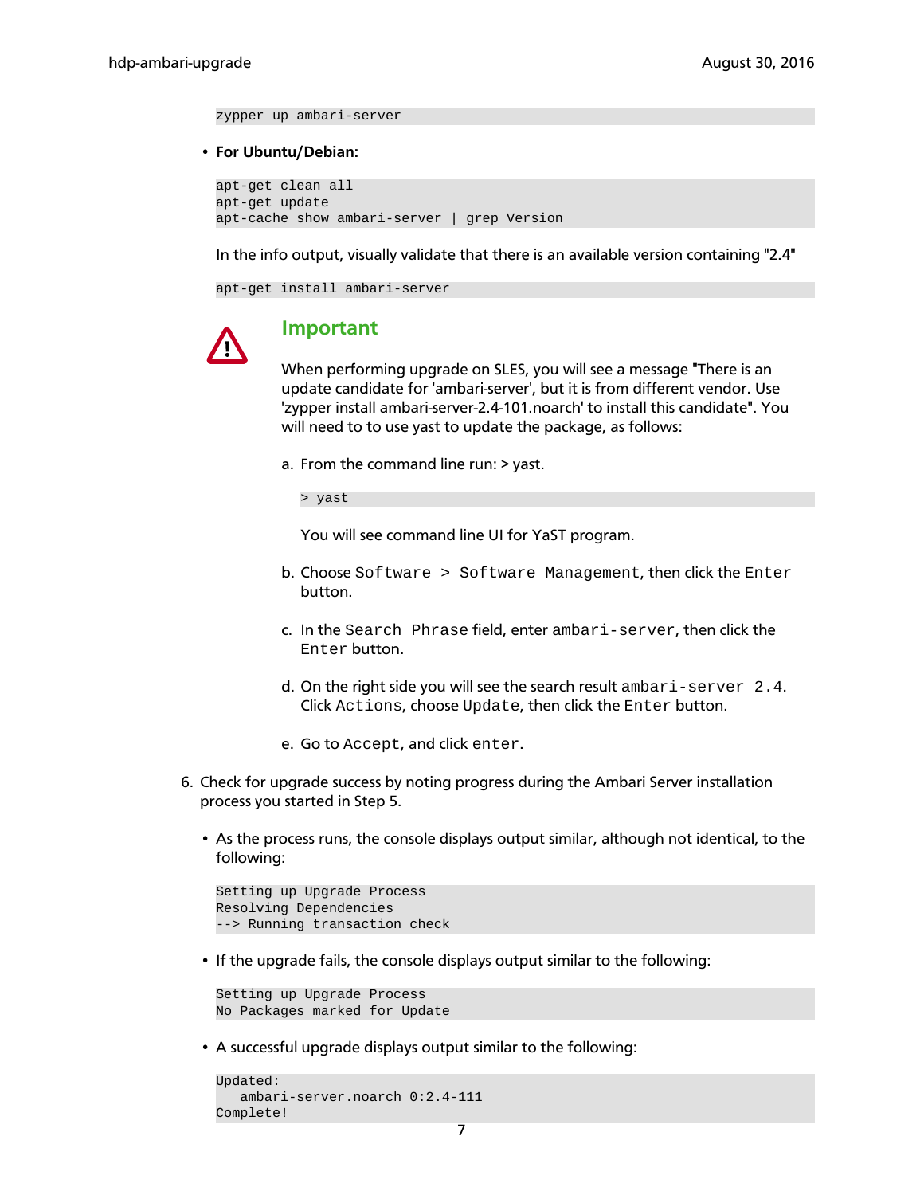```
zypper up ambari-server
```

- **For Ubuntu/Debian:**

  ```
  apt-get clean all
  apt-get update
  apt-cache show ambari-server | grep Version
  ```

  In the info output, visually validate that there is an available version containing "2.4"

  ```
  apt-get install ambari-server
  ```

> **Important**
>
> When performing upgrade on SLES, you will see a message "There is an update candidate for 'ambari-server', but it is from different vendor. Use 'zypper install ambari-server-2.4-101.noarch' to install this candidate". You will need to to use yast to update the package, as follows:
>
> a. From the command line run: > yast.
>
> ```
> > yast
> ```
>
> You will see command line UI for YaST program.
>
> b. Choose `Software > Software Management`, then click the `Enter` button.
>
> c. In the `Search Phrase` field, enter `ambari-server`, then click the `Enter` button.
>
> d. On the right side you will see the search result `ambari-server 2.4`. Click `Actions`, choose `Update`, then click the `Enter` button.
>
> e. Go to `Accept`, and click `enter`.

6. Check for upgrade success by noting progress during the Ambari Server installation process you started in Step 5.

   - As the process runs, the console displays output similar, although not identical, to the following:

     ```
     Setting up Upgrade Process
     Resolving Dependencies
     --> Running transaction check
     ```

   - If the upgrade fails, the console displays output similar to the following:

     ```
     Setting up Upgrade Process
     No Packages marked for Update
     ```

   - A successful upgrade displays output similar to the following:

     ```
     Updated:
        ambari-server.noarch 0:2.4-111
     Complete!
     ```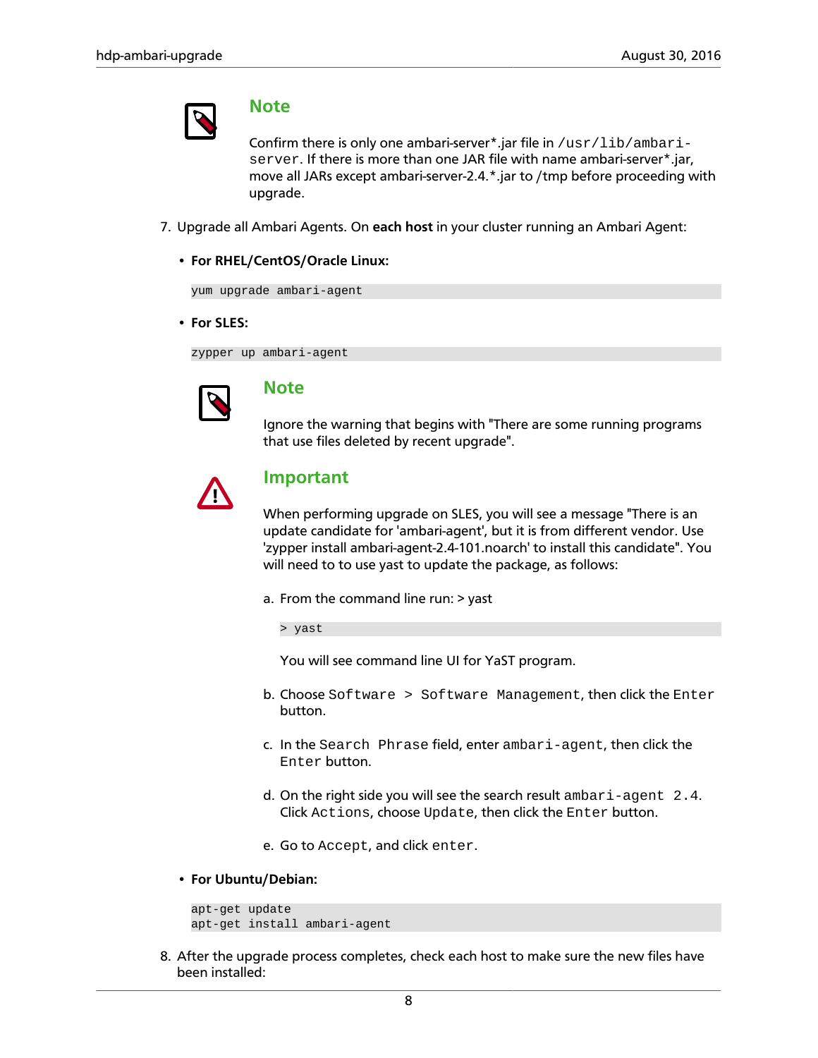> **Note**
>
> Confirm there is only one ambari-server*.jar file in `/usr/lib/ambari-server`. If there is more than one JAR file with name ambari-server*.jar, move all JARs except ambari-server-2.4.*.jar to /tmp before proceeding with upgrade.

7. Upgrade all Ambari Agents. On **each host** in your cluster running an Ambari Agent:

   - **For RHEL/CentOS/Oracle Linux:**

     ```
     yum upgrade ambari-agent
     ```

   - **For SLES:**

     ```
     zypper up ambari-agent
     ```

     > **Note**
     >
     > Ignore the warning that begins with "There are some running programs that use files deleted by recent upgrade".

     > **Important**
     >
     > When performing upgrade on SLES, you will see a message "There is an update candidate for 'ambari-agent', but it is from different vendor. Use 'zypper install ambari-agent-2.4-101.noarch' to install this candidate". You will need to to use yast to update the package, as follows:
     >
     > a. From the command line run: > yast
     >
     > ```
     > > yast
     > ```
     >
     > You will see command line UI for YaST program.
     >
     > b. Choose `Software > Software Management`, then click the `Enter` button.
     >
     > c. In the `Search Phrase` field, enter `ambari-agent`, then click the `Enter` button.
     >
     > d. On the right side you will see the search result `ambari-agent 2.4`. Click `Actions`, choose `Update`, then click the `Enter` button.
     >
     > e. Go to `Accept`, and click `enter`.

   - **For Ubuntu/Debian:**

     ```
     apt-get update
     apt-get install ambari-agent
     ```

8. After the upgrade process completes, check each host to make sure the new files have been installed: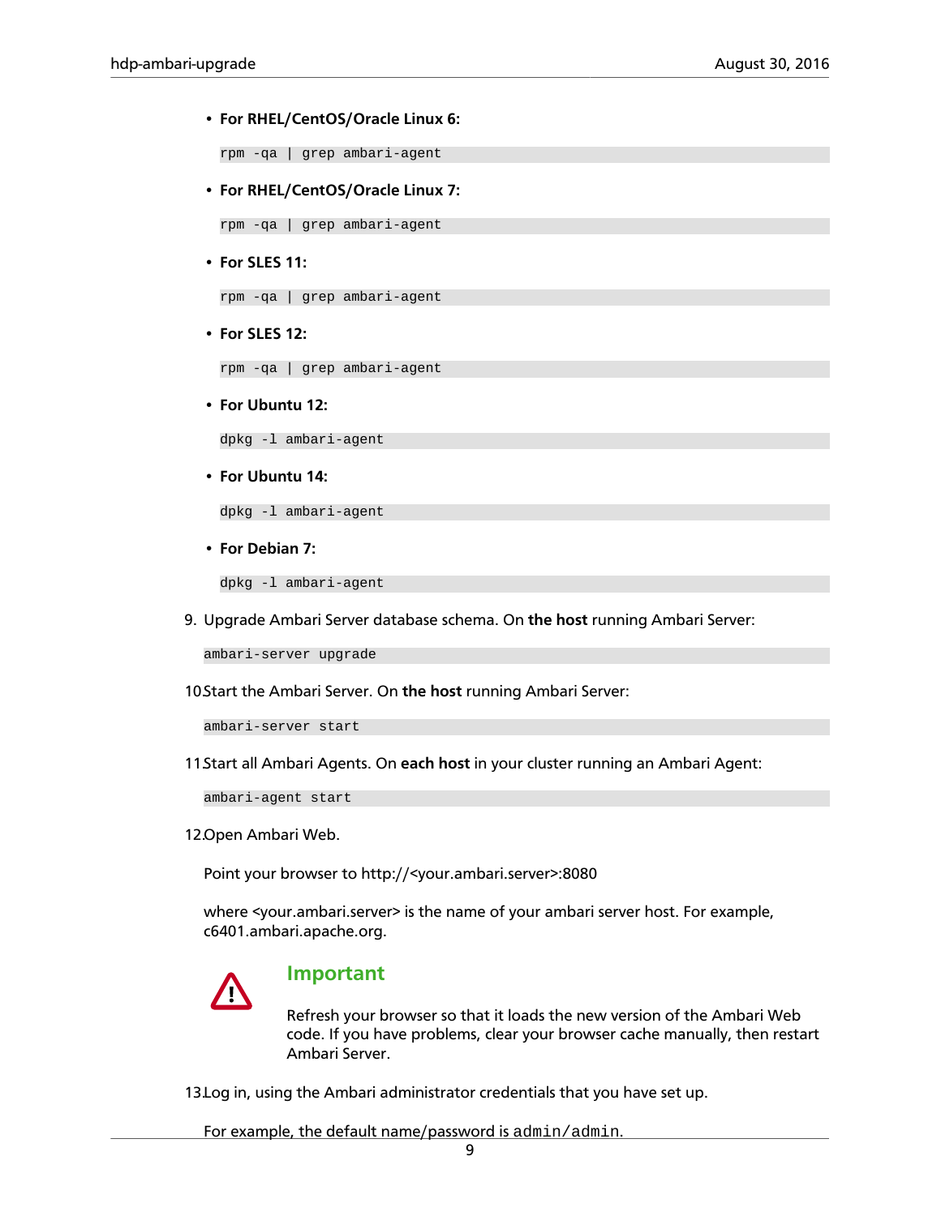- **For RHEL/CentOS/Oracle Linux 6:**

  ```
  rpm -qa | grep ambari-agent
  ```

- **For RHEL/CentOS/Oracle Linux 7:**

  ```
  rpm -qa | grep ambari-agent
  ```

- **For SLES 11:**

  ```
  rpm -qa | grep ambari-agent
  ```

- **For SLES 12:**

  ```
  rpm -qa | grep ambari-agent
  ```

- **For Ubuntu 12:**

  ```
  dpkg -l ambari-agent
  ```

- **For Ubuntu 14:**

  ```
  dpkg -l ambari-agent
  ```

- **For Debian 7:**

  ```
  dpkg -l ambari-agent
  ```

9. Upgrade Ambari Server database schema. On **the host** running Ambari Server:

   ```
   ambari-server upgrade
   ```

10. Start the Ambari Server. On **the host** running Ambari Server:

    ```
    ambari-server start
    ```

11. Start all Ambari Agents. On **each host** in your cluster running an Ambari Agent:

    ```
    ambari-agent start
    ```

12. Open Ambari Web.

    Point your browser to http://<your.ambari.server>:8080

    where <your.ambari.server> is the name of your ambari server host. For example, c6401.ambari.apache.org.

    > **Important**
    >
    > Refresh your browser so that it loads the new version of the Ambari Web code. If you have problems, clear your browser cache manually, then restart Ambari Server.

13. Log in, using the Ambari administrator credentials that you have set up.

    For example, the default name/password is `admin/admin`.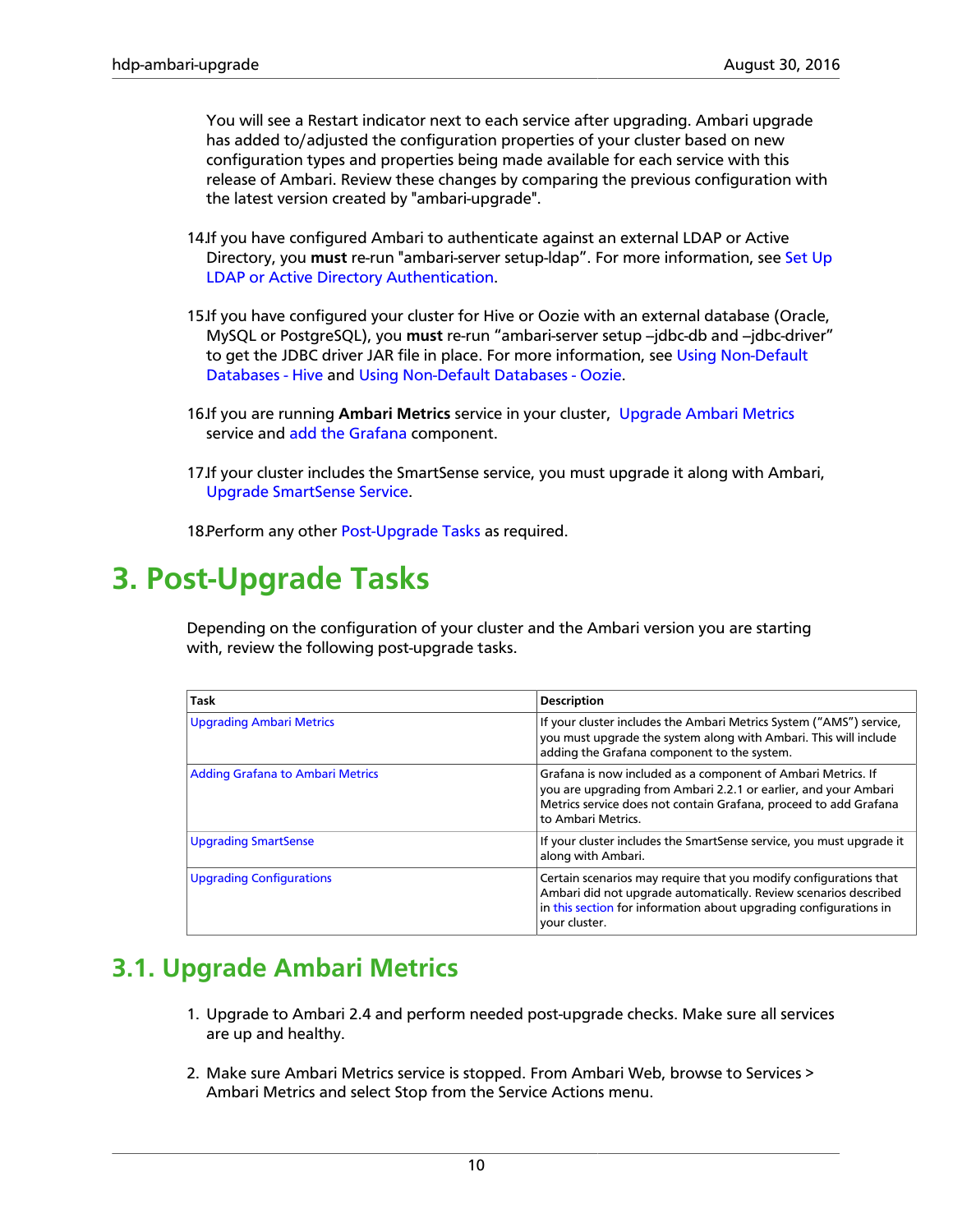You will see a Restart indicator next to each service after upgrading. Ambari upgrade has added to/adjusted the configuration properties of your cluster based on new configuration types and properties being made available for each service with this release of Ambari. Review these changes by comparing the previous configuration with the latest version created by "ambari-upgrade".

14. If you have configured Ambari to authenticate against an external LDAP or Active Directory, you **must** re-run "ambari-server setup-ldap". For more information, see Set Up LDAP or Active Directory Authentication.

15. If you have configured your cluster for Hive or Oozie with an external database (Oracle, MySQL or PostgreSQL), you **must** re-run "ambari-server setup –jdbc-db and –jdbc-driver" to get the JDBC driver JAR file in place. For more information, see Using Non-Default Databases - Hive and Using Non-Default Databases - Oozie.

16. If you are running **Ambari Metrics** service in your cluster, Upgrade Ambari Metrics service and add the Grafana component.

17. If your cluster includes the SmartSense service, you must upgrade it along with Ambari, Upgrade SmartSense Service.

18. Perform any other Post-Upgrade Tasks as required.

# 3. Post-Upgrade Tasks

Depending on the configuration of your cluster and the Ambari version you are starting with, review the following post-upgrade tasks.

| Task | Description |
|---|---|
| Upgrading Ambari Metrics | If your cluster includes the Ambari Metrics System ("AMS") service, you must upgrade the system along with Ambari. This will include adding the Grafana component to the system. |
| Adding Grafana to Ambari Metrics | Grafana is now included as a component of Ambari Metrics. If you are upgrading from Ambari 2.2.1 or earlier, and your Ambari Metrics service does not contain Grafana, proceed to add Grafana to Ambari Metrics. |
| Upgrading SmartSense | If your cluster includes the SmartSense service, you must upgrade it along with Ambari. |
| Upgrading Configurations | Certain scenarios may require that you modify configurations that Ambari did not upgrade automatically. Review scenarios described in this section for information about upgrading configurations in your cluster. |

## 3.1. Upgrade Ambari Metrics

1. Upgrade to Ambari 2.4 and perform needed post-upgrade checks. Make sure all services are up and healthy.

2. Make sure Ambari Metrics service is stopped. From Ambari Web, browse to Services > Ambari Metrics and select Stop from the Service Actions menu.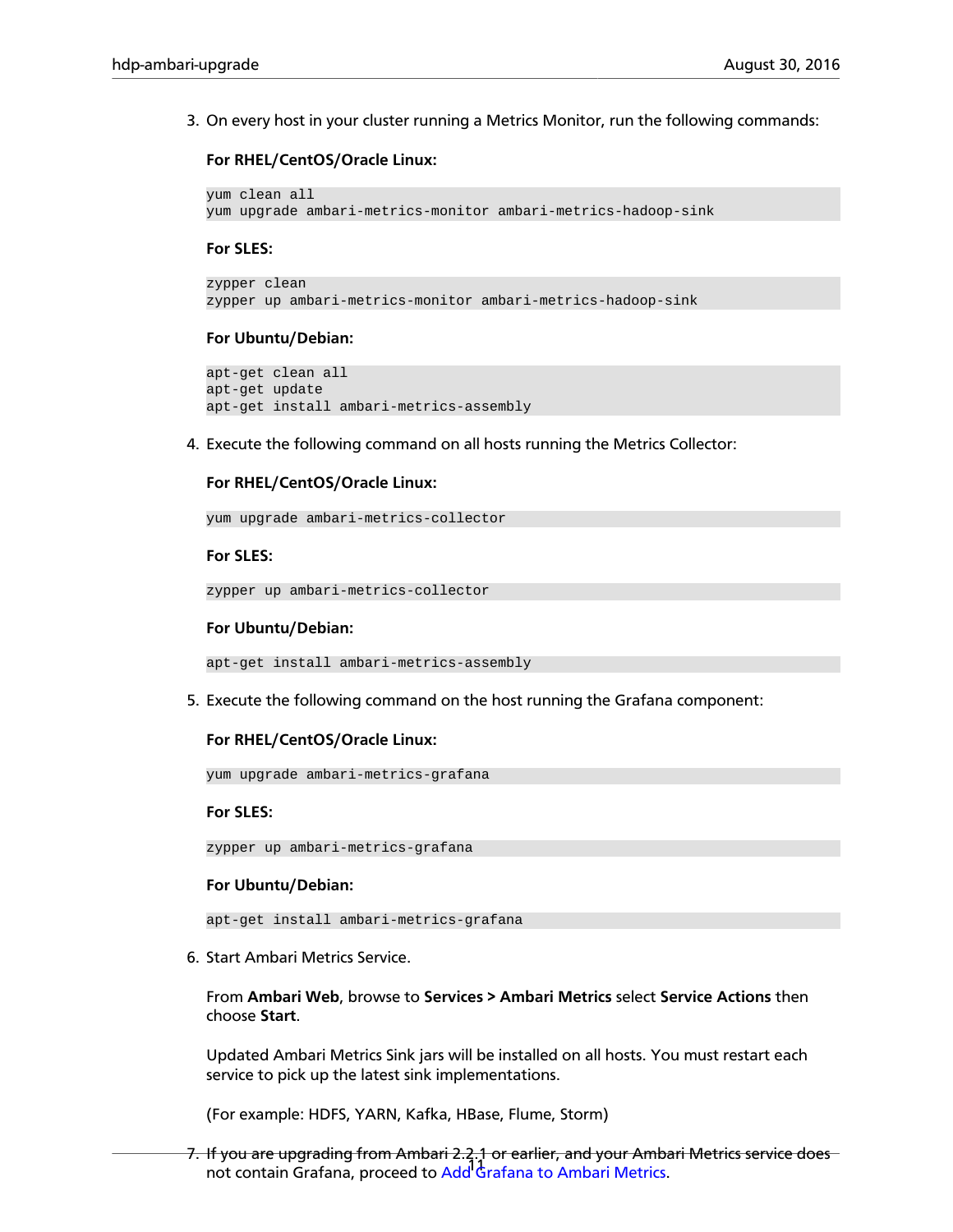3. On every host in your cluster running a Metrics Monitor, run the following commands:

   **For RHEL/CentOS/Oracle Linux:**

   ```
   yum clean all
   yum upgrade ambari-metrics-monitor ambari-metrics-hadoop-sink
   ```

   **For SLES:**

   ```
   zypper clean
   zypper up ambari-metrics-monitor ambari-metrics-hadoop-sink
   ```

   **For Ubuntu/Debian:**

   ```
   apt-get clean all
   apt-get update
   apt-get install ambari-metrics-assembly
   ```

4. Execute the following command on all hosts running the Metrics Collector:

   **For RHEL/CentOS/Oracle Linux:**

   ```
   yum upgrade ambari-metrics-collector
   ```

   **For SLES:**

   ```
   zypper up ambari-metrics-collector
   ```

   **For Ubuntu/Debian:**

   ```
   apt-get install ambari-metrics-assembly
   ```

5. Execute the following command on the host running the Grafana component:

   **For RHEL/CentOS/Oracle Linux:**

   ```
   yum upgrade ambari-metrics-grafana
   ```

   **For SLES:**

   ```
   zypper up ambari-metrics-grafana
   ```

   **For Ubuntu/Debian:**

   ```
   apt-get install ambari-metrics-grafana
   ```

6. Start Ambari Metrics Service.

   From **Ambari Web**, browse to **Services > Ambari Metrics** select **Service Actions** then choose **Start**.

   Updated Ambari Metrics Sink jars will be installed on all hosts. You must restart each service to pick up the latest sink implementations.

   (For example: HDFS, YARN, Kafka, HBase, Flume, Storm)

7. If you are upgrading from Ambari 2.2.1 or earlier, and your Ambari Metrics service does not contain Grafana, proceed to Add Grafana to Ambari Metrics.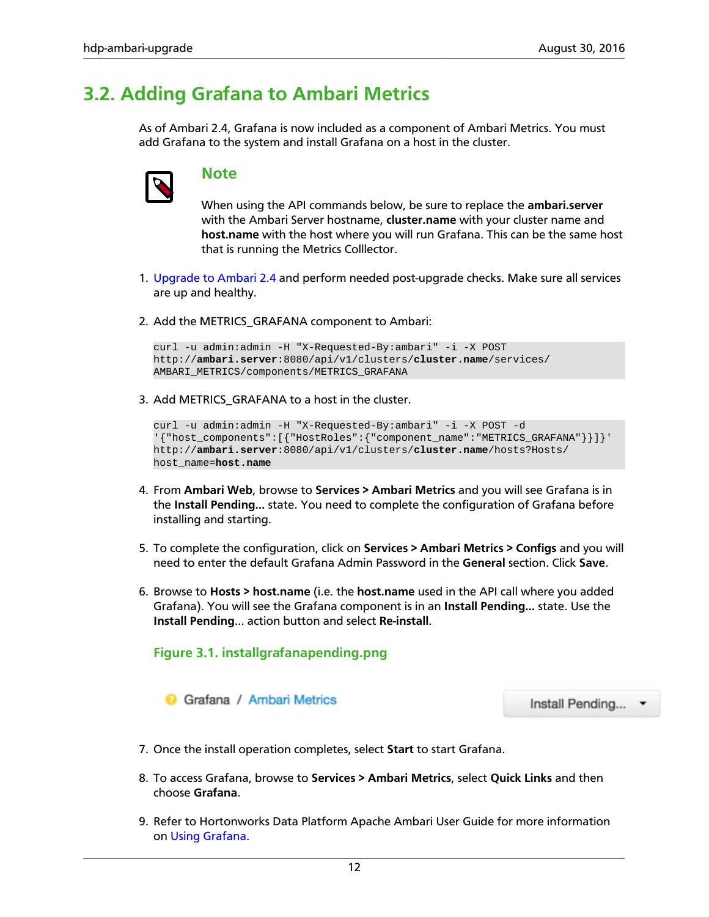## 3.2. Adding Grafana to Ambari Metrics

As of Ambari 2.4, Grafana is now included as a component of Ambari Metrics. You must add Grafana to the system and install Grafana on a host in the cluster.

> **Note**
>
> When using the API commands below, be sure to replace the **ambari.server** with the Ambari Server hostname, **cluster.name** with your cluster name and **host.name** with the host where you will run Grafana. This can be the same host that is running the Metrics Colllector.

1. Upgrade to Ambari 2.4 and perform needed post-upgrade checks. Make sure all services are up and healthy.

2. Add the METRICS_GRAFANA component to Ambari:

   ```
   curl -u admin:admin -H "X-Requested-By:ambari" -i -X POST
   http://ambari.server:8080/api/v1/clusters/cluster.name/services/
   AMBARI_METRICS/components/METRICS_GRAFANA
   ```

3. Add METRICS_GRAFANA to a host in the cluster.

   ```
   curl -u admin:admin -H "X-Requested-By:ambari" -i -X POST -d
   '{"host_components":[{"HostRoles":{"component_name":"METRICS_GRAFANA"}}]}'
   http://ambari.server:8080/api/v1/clusters/cluster.name/hosts?Hosts/
   host_name=host.name
   ```

4. From **Ambari Web**, browse to **Services > Ambari Metrics** and you will see Grafana is in the **Install Pending...** state. You need to complete the configuration of Grafana before installing and starting.

5. To complete the configuration, click on **Services > Ambari Metrics > Configs** and you will need to enter the default Grafana Admin Password in the **General** section. Click **Save**.

6. Browse to **Hosts > host.name** (i.e. the **host.name** used in the API call where you added Grafana). You will see the Grafana component is in an **Install Pending...** state. Use the **Install Pending...** action button and select **Re-install**.

   **Figure 3.1. installgrafanapending.png**

   Grafana / Ambari Metrics    Install Pending...

7. Once the install operation completes, select **Start** to start Grafana.

8. To access Grafana, browse to **Services > Ambari Metrics**, select **Quick Links** and then choose **Grafana**.

9. Refer to Hortonworks Data Platform Apache Ambari User Guide for more information on Using Grafana.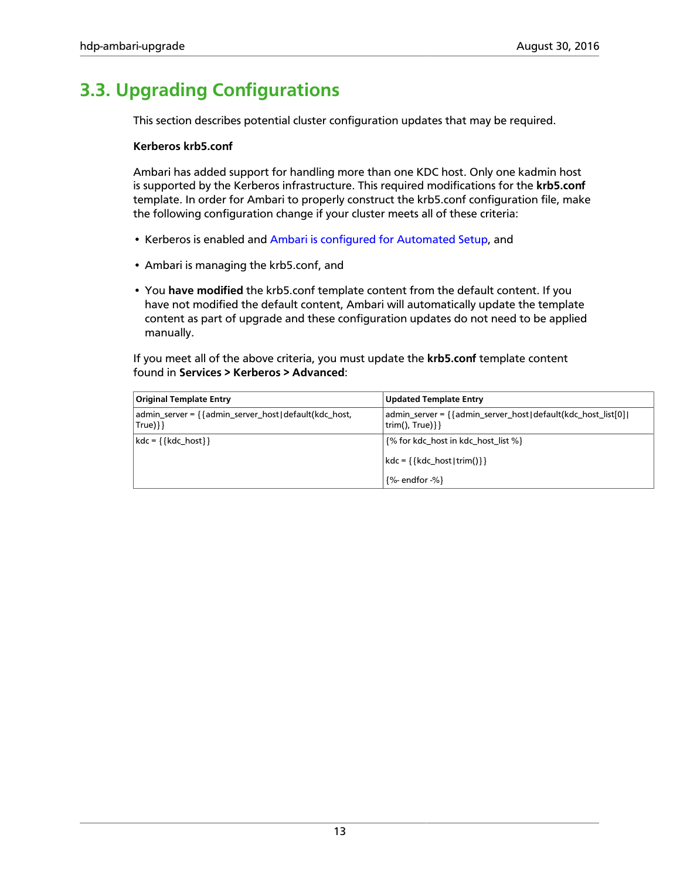## 3.3. Upgrading Configurations

This section describes potential cluster configuration updates that may be required.

**Kerberos krb5.conf**

Ambari has added support for handling more than one KDC host. Only one kadmin host is supported by the Kerberos infrastructure. This required modifications for the **krb5.conf** template. In order for Ambari to properly construct the krb5.conf configuration file, make the following configuration change if your cluster meets all of these criteria:

- Kerberos is enabled and Ambari is configured for Automated Setup, and
- Ambari is managing the krb5.conf, and
- You **have modified** the krb5.conf template content from the default content. If you have not modified the default content, Ambari will automatically update the template content as part of upgrade and these configuration updates do not need to be applied manually.

If you meet all of the above criteria, you must update the **krb5.conf** template content found in **Services > Kerberos > Advanced**:

| Original Template Entry | Updated Template Entry |
| --- | --- |
| admin_server = {{admin_server_host\|default(kdc_host, True)}} | admin_server = {{admin_server_host\|default(kdc_host_list[0]\|trim(), True)}} |
| kdc = {{kdc_host}} | {% for kdc_host in kdc_host_list %}<br><br>kdc = {{kdc_host\|trim()}}<br><br>{%- endfor -%} |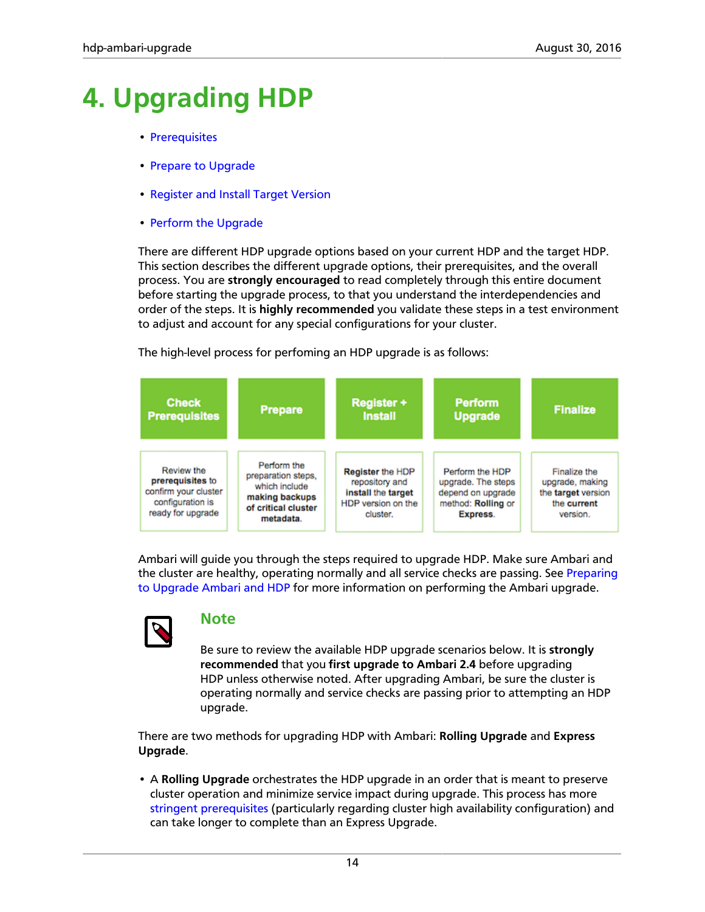# 4. Upgrading HDP

- Prerequisites
- Prepare to Upgrade
- Register and Install Target Version
- Perform the Upgrade

There are different HDP upgrade options based on your current HDP and the target HDP. This section describes the different upgrade options, their prerequisites, and the overall process. You are **strongly encouraged** to read completely through this entire document before starting the upgrade process, to that you understand the interdependencies and order of the steps. It is **highly recommended** you validate these steps in a test environment to adjust and account for any special configurations for your cluster.

The high-level process for perfoming an HDP upgrade is as follows:

| Check Prerequisites | Prepare | Register + Install | Perform Upgrade | Finalize |
|---|---|---|---|---|
| Review the **prerequisites** to confirm your cluster configuration is ready for upgrade | Perform the preparation steps, which include **making backups of critical cluster metadata**. | **Register** the HDP repository and **install** the **target** HDP version on the cluster. | Perform the HDP upgrade. The steps depend on upgrade method: **Rolling** or **Express**. | Finalize the upgrade, making the **target** version the **current** version. |

Ambari will guide you through the steps required to upgrade HDP. Make sure Ambari and the cluster are healthy, operating normally and all service checks are passing. See Preparing to Upgrade Ambari and HDP for more information on performing the Ambari upgrade.

> **Note**
>
> Be sure to review the available HDP upgrade scenarios below. It is **strongly recommended** that you **first upgrade to Ambari 2.4** before upgrading HDP unless otherwise noted. After upgrading Ambari, be sure the cluster is operating normally and service checks are passing prior to attempting an HDP upgrade.

There are two methods for upgrading HDP with Ambari: **Rolling Upgrade** and **Express Upgrade**.

- A **Rolling Upgrade** orchestrates the HDP upgrade in an order that is meant to preserve cluster operation and minimize service impact during upgrade. This process has more stringent prerequisites (particularly regarding cluster high availability configuration) and can take longer to complete than an Express Upgrade.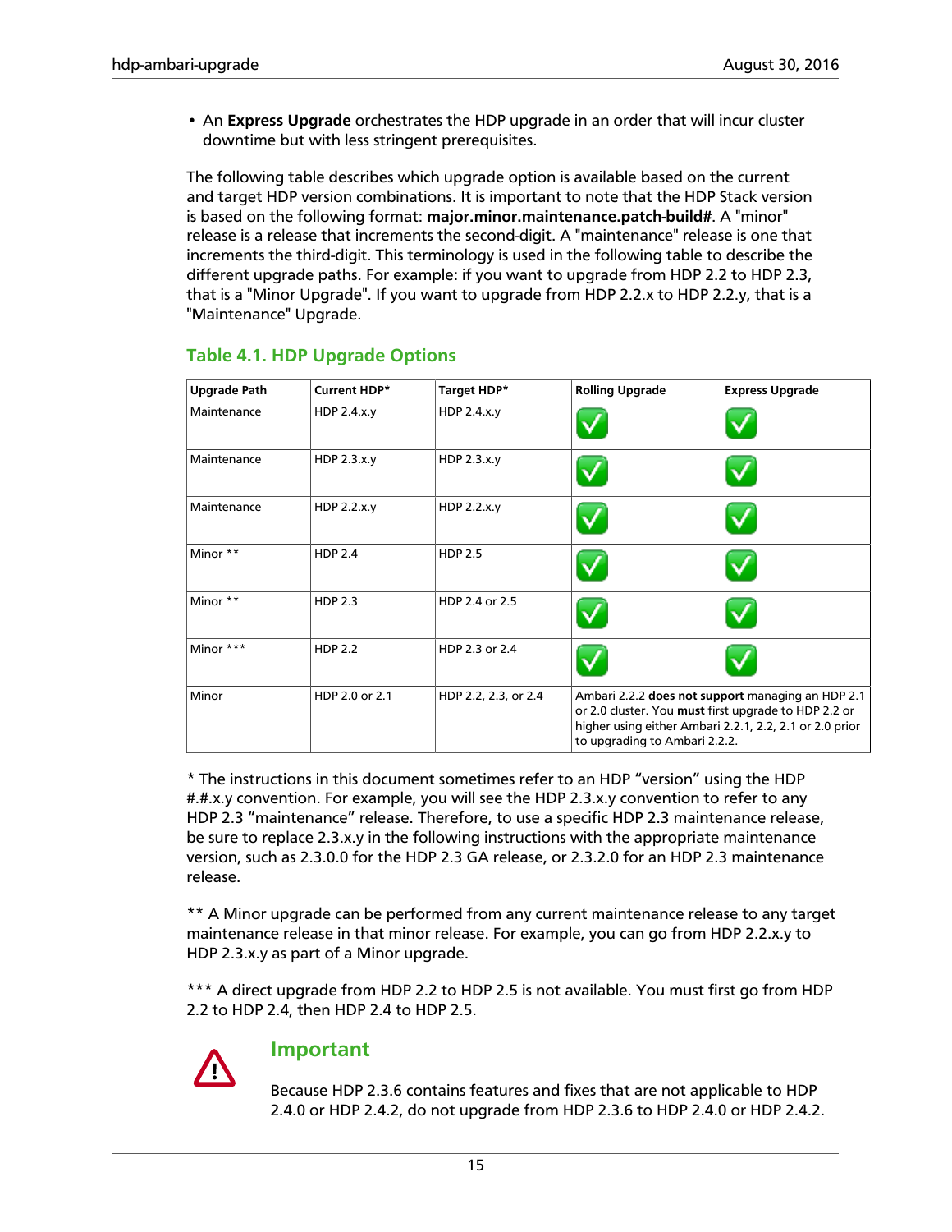- An **Express Upgrade** orchestrates the HDP upgrade in an order that will incur cluster downtime but with less stringent prerequisites.

The following table describes which upgrade option is available based on the current and target HDP version combinations. It is important to note that the HDP Stack version is based on the following format: **major.minor.maintenance.patch-build#**. A "minor" release is a release that increments the second-digit. A "maintenance" release is one that increments the third-digit. This terminology is used in the following table to describe the different upgrade paths. For example: if you want to upgrade from HDP 2.2 to HDP 2.3, that is a "Minor Upgrade". If you want to upgrade from HDP 2.2.x to HDP 2.2.y, that is a "Maintenance" Upgrade.

### Table 4.1. HDP Upgrade Options

| Upgrade Path | Current HDP* | Target HDP* | Rolling Upgrade | Express Upgrade |
|---|---|---|---|---|
| Maintenance | HDP 2.4.x.y | HDP 2.4.x.y | ✓ | ✓ |
| Maintenance | HDP 2.3.x.y | HDP 2.3.x.y | ✓ | ✓ |
| Maintenance | HDP 2.2.x.y | HDP 2.2.x.y | ✓ | ✓ |
| Minor ** | HDP 2.4 | HDP 2.5 | ✓ | ✓ |
| Minor ** | HDP 2.3 | HDP 2.4 or 2.5 | ✓ | ✓ |
| Minor *** | HDP 2.2 | HDP 2.3 or 2.4 | ✓ | ✓ |
| Minor | HDP 2.0 or 2.1 | HDP 2.2, 2.3, or 2.4 | Ambari 2.2.2 **does not support** managing an HDP 2.1 or 2.0 cluster. You **must** first upgrade to HDP 2.2 or higher using either Ambari 2.2.1, 2.2, 2.1 or 2.0 prior to upgrading to Ambari 2.2.2. | |

* The instructions in this document sometimes refer to an HDP “version” using the HDP #.#.x.y convention. For example, you will see the HDP 2.3.x.y convention to refer to any HDP 2.3 “maintenance” release. Therefore, to use a specific HDP 2.3 maintenance release, be sure to replace 2.3.x.y in the following instructions with the appropriate maintenance version, such as 2.3.0.0 for the HDP 2.3 GA release, or 2.3.2.0 for an HDP 2.3 maintenance release.

** A Minor upgrade can be performed from any current maintenance release to any target maintenance release in that minor release. For example, you can go from HDP 2.2.x.y to HDP 2.3.x.y as part of a Minor upgrade.

*** A direct upgrade from HDP 2.2 to HDP 2.5 is not available. You must first go from HDP 2.2 to HDP 2.4, then HDP 2.4 to HDP 2.5.

#### Important

Because HDP 2.3.6 contains features and fixes that are not applicable to HDP 2.4.0 or HDP 2.4.2, do not upgrade from HDP 2.3.6 to HDP 2.4.0 or HDP 2.4.2.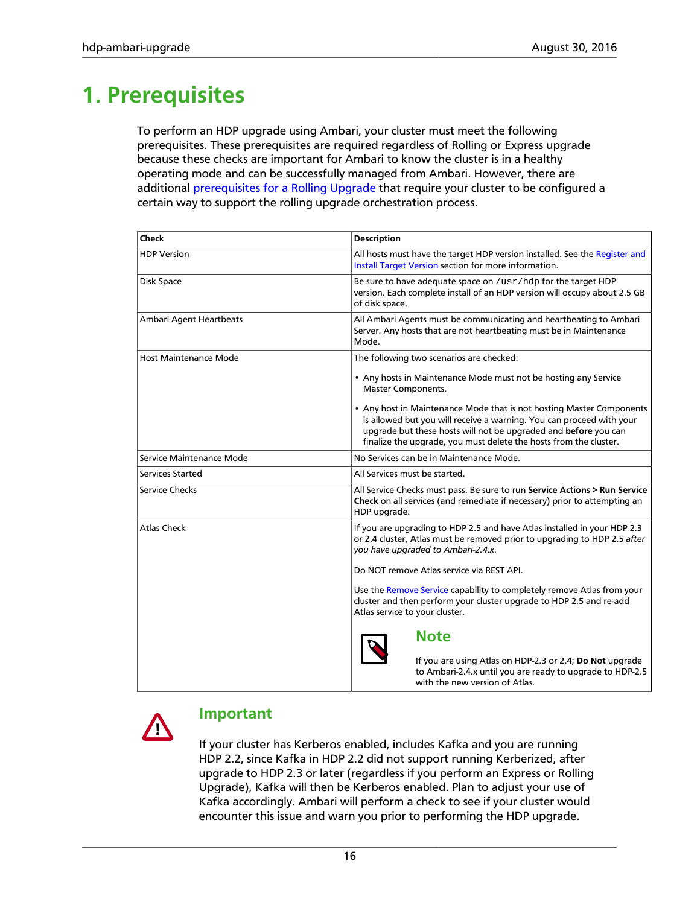# 1. Prerequisites

To perform an HDP upgrade using Ambari, your cluster must meet the following prerequisites. These prerequisites are required regardless of Rolling or Express upgrade because these checks are important for Ambari to know the cluster is in a healthy operating mode and can be successfully managed from Ambari. However, there are additional prerequisites for a Rolling Upgrade that require your cluster to be configured a certain way to support the rolling upgrade orchestration process.

| Check | Description |
| --- | --- |
| HDP Version | All hosts must have the target HDP version installed. See the Register and Install Target Version section for more information. |
| Disk Space | Be sure to have adequate space on `/usr/hdp` for the target HDP version. Each complete install of an HDP version will occupy about 2.5 GB of disk space. |
| Ambari Agent Heartbeats | All Ambari Agents must be communicating and heartbeating to Ambari Server. Any hosts that are not heartbeating must be in Maintenance Mode. |
| Host Maintenance Mode | The following two scenarios are checked:<br>• Any hosts in Maintenance Mode must not be hosting any Service Master Components.<br>• Any host in Maintenance Mode that is not hosting Master Components is allowed but you will receive a warning. You can proceed with your upgrade but these hosts will not be upgraded and **before** you can finalize the upgrade, you must delete the hosts from the cluster. |
| Service Maintenance Mode | No Services can be in Maintenance Mode. |
| Services Started | All Services must be started. |
| Service Checks | All Service Checks must pass. Be sure to run **Service Actions > Run Service Check** on all services (and remediate if necessary) prior to attempting an HDP upgrade. |
| Atlas Check | If you are upgrading to HDP 2.5 and have Atlas installed in your HDP 2.3 or 2.4 cluster, Atlas must be removed prior to upgrading to HDP 2.5 *after you have upgraded to Ambari-2.4.x*.<br>Do NOT remove Atlas service via REST API.<br>Use the Remove Service capability to completely remove Atlas from your cluster and then perform your cluster upgrade to HDP 2.5 and re-add Atlas service to your cluster.<br>**Note**<br>If you are using Atlas on HDP-2.3 or 2.4; **Do Not** upgrade to Ambari-2.4.x until you are ready to upgrade to HDP-2.5 with the new version of Atlas. |

> **Important**
>
> If your cluster has Kerberos enabled, includes Kafka and you are running HDP 2.2, since Kafka in HDP 2.2 did not support running Kerberized, after upgrade to HDP 2.3 or later (regardless if you perform an Express or Rolling Upgrade), Kafka will then be Kerberos enabled. Plan to adjust your use of Kafka accordingly. Ambari will perform a check to see if your cluster would encounter this issue and warn you prior to performing the HDP upgrade.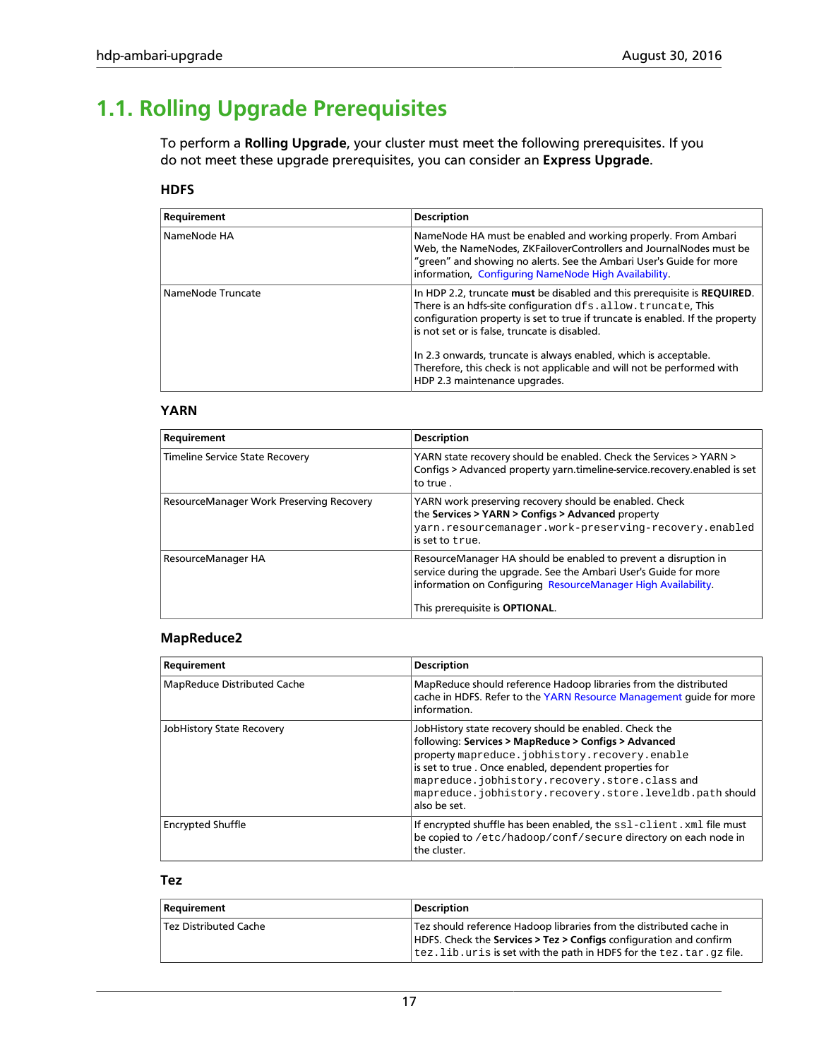## 1.1. Rolling Upgrade Prerequisites

To perform a **Rolling Upgrade**, your cluster must meet the following prerequisites. If you do not meet these upgrade prerequisites, you can consider an **Express Upgrade**.

### HDFS

| Requirement | Description |
| --- | --- |
| NameNode HA | NameNode HA must be enabled and working properly. From Ambari Web, the NameNodes, ZKFailoverControllers and JournalNodes must be "green" and showing no alerts. See the Ambari User's Guide for more information, Configuring NameNode High Availability. |
| NameNode Truncate | In HDP 2.2, truncate **must** be disabled and this prerequisite is **REQUIRED**. There is an hdfs-site configuration `dfs.allow.truncate`, This configuration property is set to true if truncate is enabled. If the property is not set or is false, truncate is disabled.<br><br>In 2.3 onwards, truncate is always enabled, which is acceptable. Therefore, this check is not applicable and will not be performed with HDP 2.3 maintenance upgrades. |

### YARN

| Requirement | Description |
| --- | --- |
| Timeline Service State Recovery | YARN state recovery should be enabled. Check the Services > YARN > Configs > Advanced property yarn.timeline-service.recovery.enabled is set to true . |
| ResourceManager Work Preserving Recovery | YARN work preserving recovery should be enabled. Check the **Services > YARN > Configs > Advanced** property `yarn.resourcemanager.work-preserving-recovery.enabled` is set to `true`. |
| ResourceManager HA | ResourceManager HA should be enabled to prevent a disruption in service during the upgrade. See the Ambari User's Guide for more information on Configuring ResourceManager High Availability.<br><br>This prerequisite is **OPTIONAL**. |

### MapReduce2

| Requirement | Description |
| --- | --- |
| MapReduce Distributed Cache | MapReduce should reference Hadoop libraries from the distributed cache in HDFS. Refer to the YARN Resource Management guide for more information. |
| JobHistory State Recovery | JobHistory state recovery should be enabled. Check the following: **Services > MapReduce > Configs > Advanced** property `mapreduce.jobhistory.recovery.enable` is set to true . Once enabled, dependent properties for `mapreduce.jobhistory.recovery.store.class` and `mapreduce.jobhistory.recovery.store.leveldb.path` should also be set. |
| Encrypted Shuffle | If encrypted shuffle has been enabled, the `ssl-client.xml` file must be copied to `/etc/hadoop/conf/secure` directory on each node in the cluster. |

### Tez

| Requirement | Description |
| --- | --- |
| Tez Distributed Cache | Tez should reference Hadoop libraries from the distributed cache in HDFS. Check the **Services > Tez > Configs** configuration and confirm `tez.lib.uris` is set with the path in HDFS for the `tez.tar.gz` file. |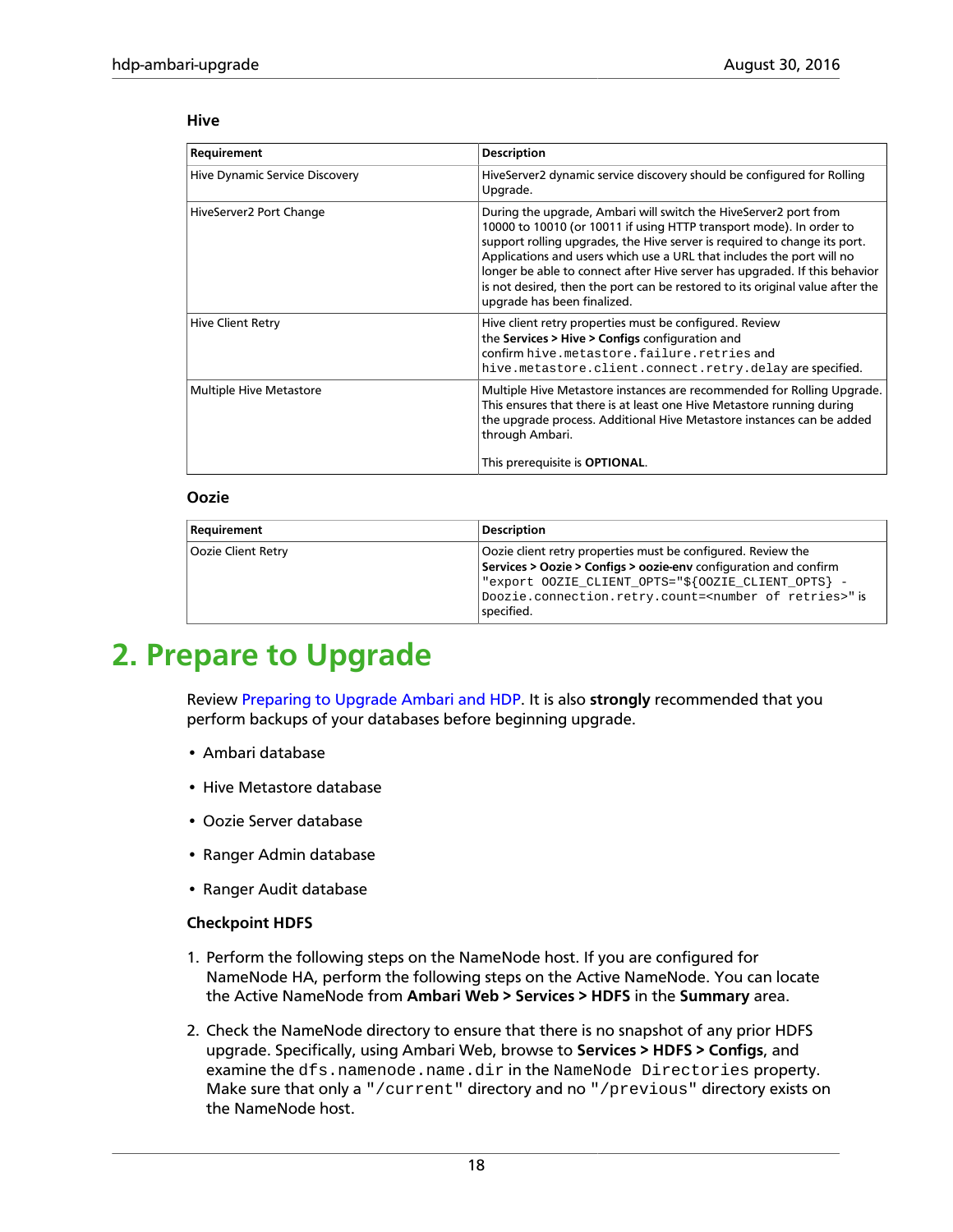### Hive

| Requirement | Description |
| --- | --- |
| Hive Dynamic Service Discovery | HiveServer2 dynamic service discovery should be configured for Rolling Upgrade. |
| HiveServer2 Port Change | During the upgrade, Ambari will switch the HiveServer2 port from 10000 to 10010 (or 10011 if using HTTP transport mode). In order to support rolling upgrades, the Hive server is required to change its port. Applications and users which use a URL that includes the port will no longer be able to connect after Hive server has upgraded. If this behavior is not desired, then the port can be restored to its original value after the upgrade has been finalized. |
| Hive Client Retry | Hive client retry properties must be configured. Review the **Services > Hive > Configs** configuration and confirm `hive.metastore.failure.retries` and `hive.metastore.client.connect.retry.delay` are specified. |
| Multiple Hive Metastore | Multiple Hive Metastore instances are recommended for Rolling Upgrade. This ensures that there is at least one Hive Metastore running during the upgrade process. Additional Hive Metastore instances can be added through Ambari.<br><br>This prerequisite is **OPTIONAL**. |

### Oozie

| Requirement | Description |
| --- | --- |
| Oozie Client Retry | Oozie client retry properties must be configured. Review the **Services > Oozie > Configs > oozie-env** configuration and confirm `"export OOZIE_CLIENT_OPTS="${OOZIE_CLIENT_OPTS} -Doozie.connection.retry.count=<number of retries>"` is specified. |

# 2. Prepare to Upgrade

Review Preparing to Upgrade Ambari and HDP. It is also **strongly** recommended that you perform backups of your databases before beginning upgrade.

- Ambari database
- Hive Metastore database
- Oozie Server database
- Ranger Admin database
- Ranger Audit database

**Checkpoint HDFS**

1. Perform the following steps on the NameNode host. If you are configured for NameNode HA, perform the following steps on the Active NameNode. You can locate the Active NameNode from **Ambari Web > Services > HDFS** in the **Summary** area.
2. Check the NameNode directory to ensure that there is no snapshot of any prior HDFS upgrade. Specifically, using Ambari Web, browse to **Services > HDFS > Configs**, and examine the `dfs.namenode.name.dir` in the `NameNode Directories` property. Make sure that only a `"/current"` directory and no `"/previous"` directory exists on the NameNode host.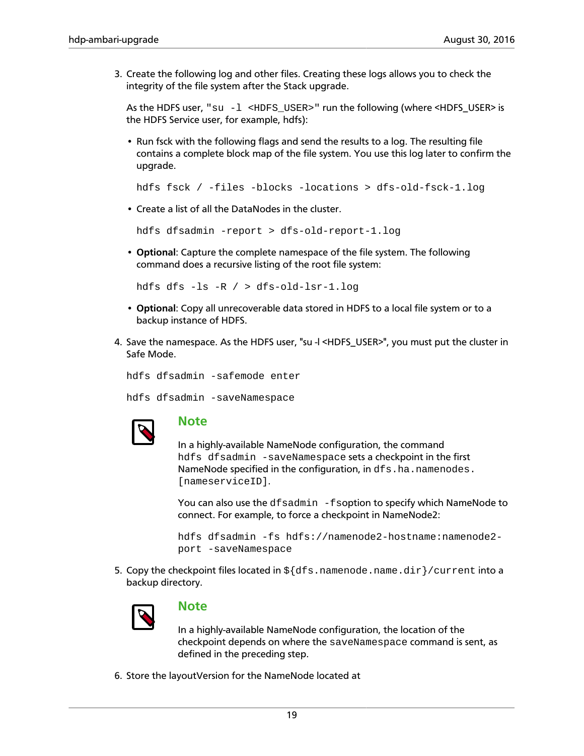3. Create the following log and other files. Creating these logs allows you to check the integrity of the file system after the Stack upgrade.

   As the HDFS user, "`su -l <HDFS_USER>`" run the following (where <HDFS_USER> is the HDFS Service user, for example, hdfs):

   - Run fsck with the following flags and send the results to a log. The resulting file contains a complete block map of the file system. You use this log later to confirm the upgrade.

     ```
     hdfs fsck / -files -blocks -locations > dfs-old-fsck-1.log
     ```

   - Create a list of all the DataNodes in the cluster.

     ```
     hdfs dfsadmin -report > dfs-old-report-1.log
     ```

   - **Optional**: Capture the complete namespace of the file system. The following command does a recursive listing of the root file system:

     ```
     hdfs dfs -ls -R / > dfs-old-lsr-1.log
     ```

   - **Optional**: Copy all unrecoverable data stored in HDFS to a local file system or to a backup instance of HDFS.

4. Save the namespace. As the HDFS user, "su -l <HDFS_USER>", you must put the cluster in Safe Mode.

   ```
   hdfs dfsadmin -safemode enter
   ```

   ```
   hdfs dfsadmin -saveNamespace
   ```

   > **Note**
   >
   > In a highly-available NameNode configuration, the command `hdfs dfsadmin -saveNamespace` sets a checkpoint in the first NameNode specified in the configuration, in `dfs.ha.namenodes.[nameserviceID]`.
   >
   > You can also use the `dfsadmin -fs` option to specify which NameNode to connect. For example, to force a checkpoint in NameNode2:
   >
   > ```
   > hdfs dfsadmin -fs hdfs://namenode2-hostname:namenode2-port -saveNamespace
   > ```

5. Copy the checkpoint files located in `${dfs.namenode.name.dir}/current` into a backup directory.

   > **Note**
   >
   > In a highly-available NameNode configuration, the location of the checkpoint depends on where the `saveNamespace` command is sent, as defined in the preceding step.

6. Store the layoutVersion for the NameNode located at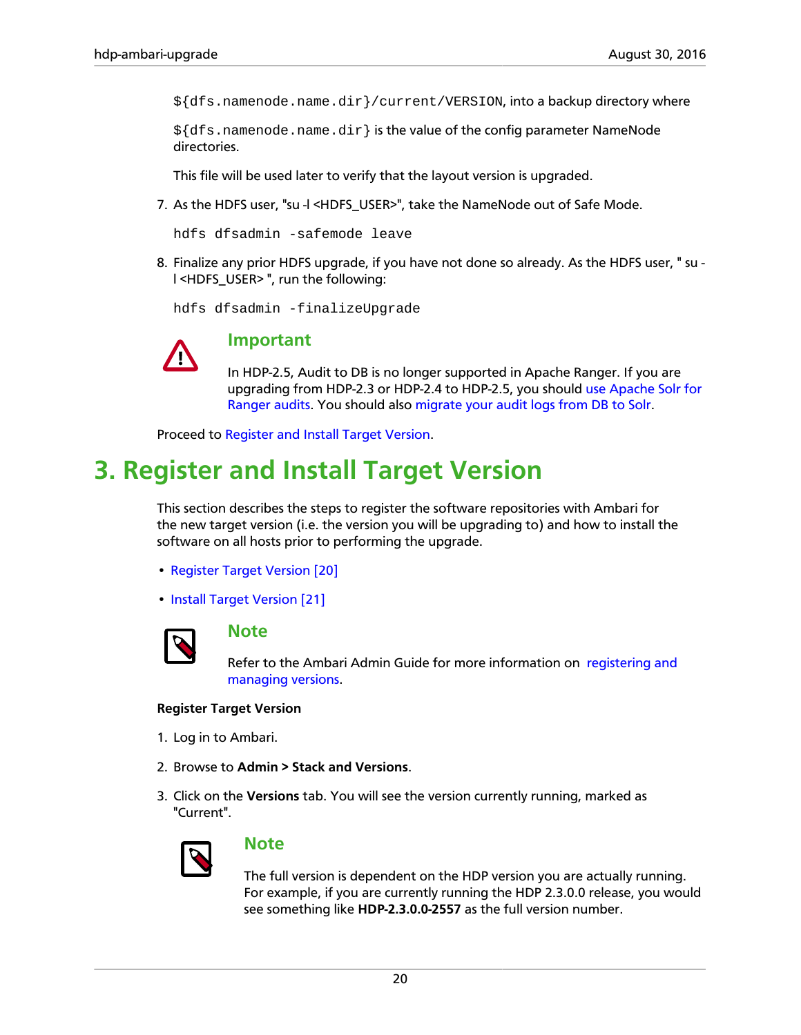`${dfs.namenode.name.dir}/current/VERSION`, into a backup directory where

`${dfs.namenode.name.dir}` is the value of the config parameter NameNode directories.

This file will be used later to verify that the layout version is upgraded.

7. As the HDFS user, "su -l <HDFS_USER>", take the NameNode out of Safe Mode.

```
hdfs dfsadmin -safemode leave
```

8. Finalize any prior HDFS upgrade, if you have not done so already. As the HDFS user, " su -l <HDFS_USER> ", run the following:

```
hdfs dfsadmin -finalizeUpgrade
```

> **Important**
>
> In HDP-2.5, Audit to DB is no longer supported in Apache Ranger. If you are upgrading from HDP-2.3 or HDP-2.4 to HDP-2.5, you should use Apache Solr for Ranger audits. You should also migrate your audit logs from DB to Solr.

Proceed to Register and Install Target Version.

# 3. Register and Install Target Version

This section describes the steps to register the software repositories with Ambari for the new target version (i.e. the version you will be upgrading to) and how to install the software on all hosts prior to performing the upgrade.

- Register Target Version [20]
- Install Target Version [21]

> **Note**
>
> Refer to the Ambari Admin Guide for more information on registering and managing versions.

**Register Target Version**

1. Log in to Ambari.
2. Browse to **Admin > Stack and Versions**.
3. Click on the **Versions** tab. You will see the version currently running, marked as "Current".

   > **Note**
   >
   > The full version is dependent on the HDP version you are actually running. For example, if you are currently running the HDP 2.3.0.0 release, you would see something like **HDP-2.3.0.0-2557** as the full version number.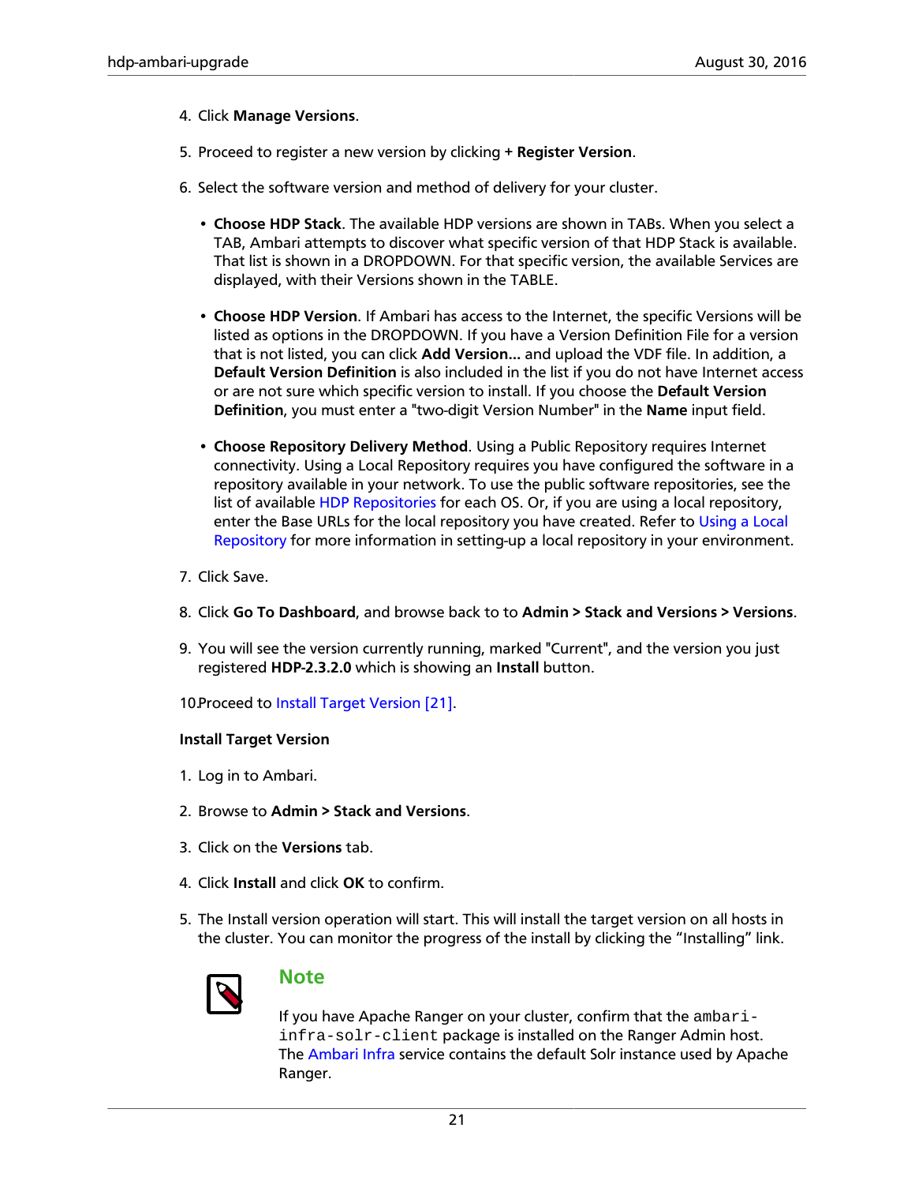4. Click **Manage Versions**.

5. Proceed to register a new version by clicking **+ Register Version**.

6. Select the software version and method of delivery for your cluster.

   - **Choose HDP Stack**. The available HDP versions are shown in TABs. When you select a TAB, Ambari attempts to discover what specific version of that HDP Stack is available. That list is shown in a DROPDOWN. For that specific version, the available Services are displayed, with their Versions shown in the TABLE.

   - **Choose HDP Version**. If Ambari has access to the Internet, the specific Versions will be listed as options in the DROPDOWN. If you have a Version Definition File for a version that is not listed, you can click **Add Version...** and upload the VDF file. In addition, a **Default Version Definition** is also included in the list if you do not have Internet access or are not sure which specific version to install. If you choose the **Default Version Definition**, you must enter a "two-digit Version Number" in the **Name** input field.

   - **Choose Repository Delivery Method**. Using a Public Repository requires Internet connectivity. Using a Local Repository requires you have configured the software in a repository available in your network. To use the public software repositories, see the list of available HDP Repositories for each OS. Or, if you are using a local repository, enter the Base URLs for the local repository you have created. Refer to Using a Local Repository for more information in setting-up a local repository in your environment.

7. Click Save.

8. Click **Go To Dashboard**, and browse back to to **Admin > Stack and Versions > Versions**.

9. You will see the version currently running, marked "Current", and the version you just registered **HDP-2.3.2.0** which is showing an **Install** button.

10. Proceed to Install Target Version [21].

**Install Target Version**

1. Log in to Ambari.

2. Browse to **Admin > Stack and Versions**.

3. Click on the **Versions** tab.

4. Click **Install** and click **OK** to confirm.

5. The Install version operation will start. This will install the target version on all hosts in the cluster. You can monitor the progress of the install by clicking the "Installing" link.

> **Note**
>
> If you have Apache Ranger on your cluster, confirm that the `ambari-infra-solr-client` package is installed on the Ranger Admin host. The Ambari Infra service contains the default Solr instance used by Apache Ranger.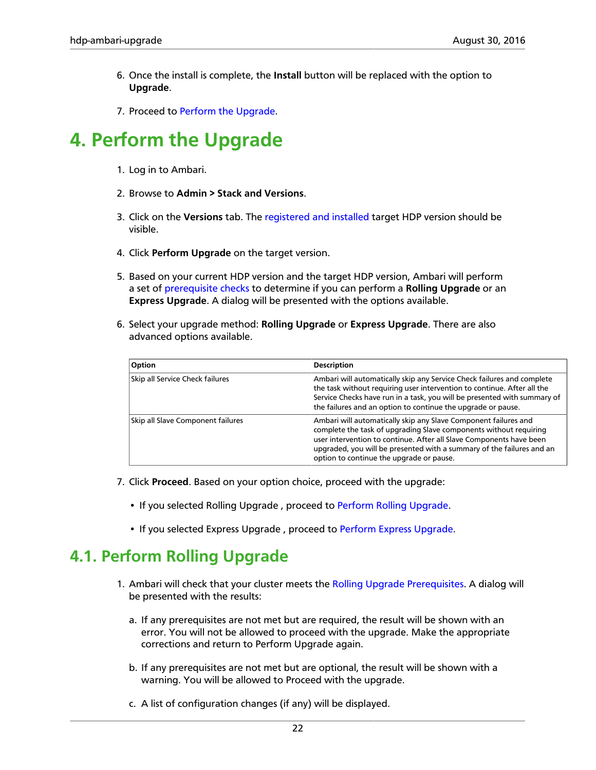6. Once the install is complete, the **Install** button will be replaced with the option to **Upgrade**.

7. Proceed to Perform the Upgrade.

# 4. Perform the Upgrade

1. Log in to Ambari.

2. Browse to **Admin > Stack and Versions**.

3. Click on the **Versions** tab. The registered and installed target HDP version should be visible.

4. Click **Perform Upgrade** on the target version.

5. Based on your current HDP version and the target HDP version, Ambari will perform a set of prerequisite checks to determine if you can perform a **Rolling Upgrade** or an **Express Upgrade**. A dialog will be presented with the options available.

6. Select your upgrade method: **Rolling Upgrade** or **Express Upgrade**. There are also advanced options available.

| Option | Description |
|---|---|
| Skip all Service Check failures | Ambari will automatically skip any Service Check failures and complete the task without requiring user intervention to continue. After all the Service Checks have run in a task, you will be presented with summary of the failures and an option to continue the upgrade or pause. |
| Skip all Slave Component failures | Ambari will automatically skip any Slave Component failures and complete the task of upgrading Slave components without requiring user intervention to continue. After all Slave Components have been upgraded, you will be presented with a summary of the failures and an option to continue the upgrade or pause. |

7. Click **Proceed**. Based on your option choice, proceed with the upgrade:

   - If you selected Rolling Upgrade , proceed to Perform Rolling Upgrade.

   - If you selected Express Upgrade , proceed to Perform Express Upgrade.

## 4.1. Perform Rolling Upgrade

1. Ambari will check that your cluster meets the Rolling Upgrade Prerequisites. A dialog will be presented with the results:

   a. If any prerequisites are not met but are required, the result will be shown with an error. You will not be allowed to proceed with the upgrade. Make the appropriate corrections and return to Perform Upgrade again.

   b. If any prerequisites are not met but are optional, the result will be shown with a warning. You will be allowed to Proceed with the upgrade.

   c. A list of configuration changes (if any) will be displayed.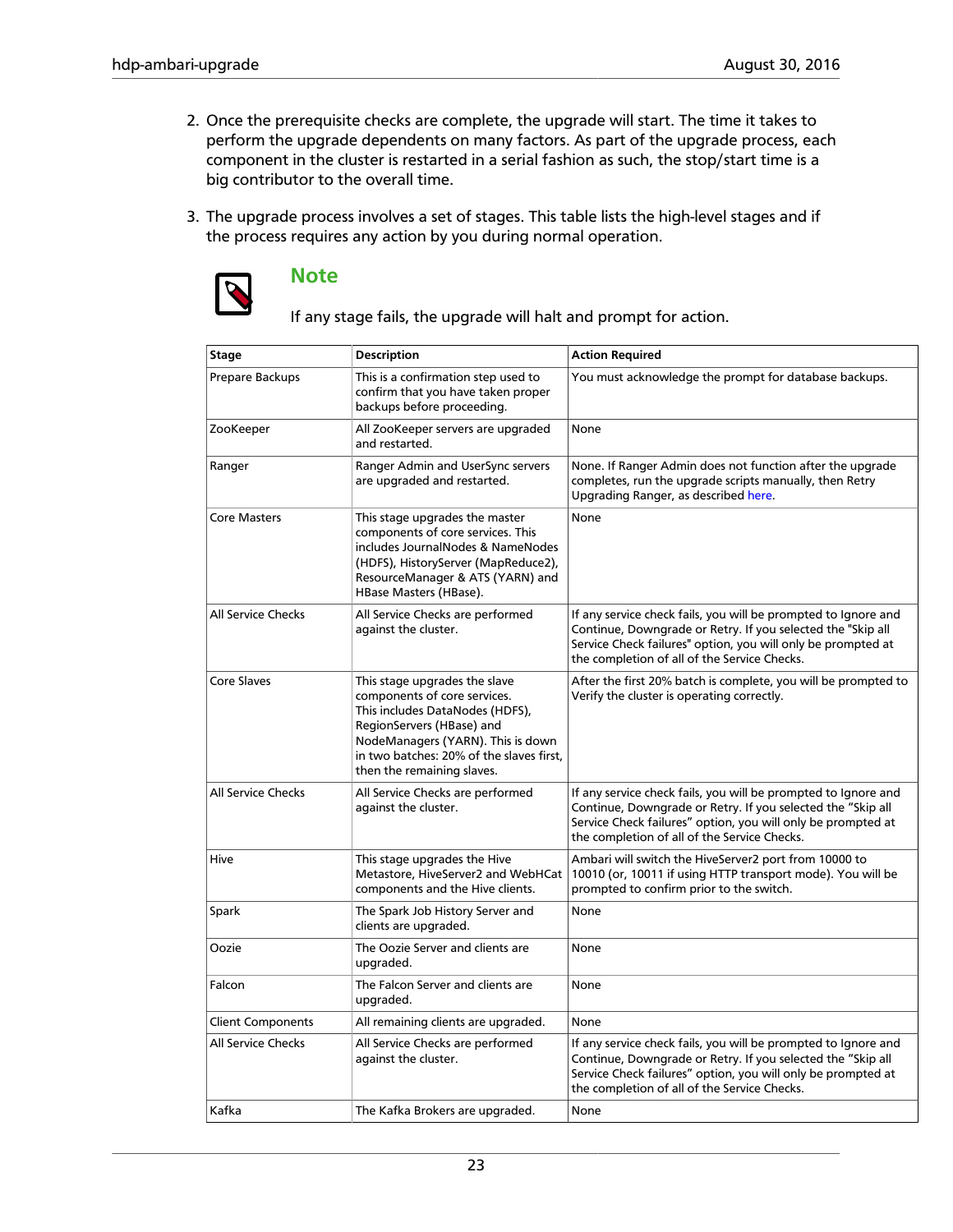2. Once the prerequisite checks are complete, the upgrade will start. The time it takes to perform the upgrade dependents on many factors. As part of the upgrade process, each component in the cluster is restarted in a serial fashion as such, the stop/start time is a big contributor to the overall time.

3. The upgrade process involves a set of stages. This table lists the high-level stages and if the process requires any action by you during normal operation.

   **Note**

   If any stage fails, the upgrade will halt and prompt for action.

| Stage | Description | Action Required |
|---|---|---|
| Prepare Backups | This is a confirmation step used to confirm that you have taken proper backups before proceeding. | You must acknowledge the prompt for database backups. |
| ZooKeeper | All ZooKeeper servers are upgraded and restarted. | None |
| Ranger | Ranger Admin and UserSync servers are upgraded and restarted. | None. If Ranger Admin does not function after the upgrade completes, run the upgrade scripts manually, then Retry Upgrading Ranger, as described here. |
| Core Masters | This stage upgrades the master components of core services. This includes JournalNodes & NameNodes (HDFS), HistoryServer (MapReduce2), ResourceManager & ATS (YARN) and HBase Masters (HBase). | None |
| All Service Checks | All Service Checks are performed against the cluster. | If any service check fails, you will be prompted to Ignore and Continue, Downgrade or Retry. If you selected the "Skip all Service Check failures" option, you will only be prompted at the completion of all of the Service Checks. |
| Core Slaves | This stage upgrades the slave components of core services. This includes DataNodes (HDFS), RegionServers (HBase) and NodeManagers (YARN). This is down in two batches: 20% of the slaves first, then the remaining slaves. | After the first 20% batch is complete, you will be prompted to Verify the cluster is operating correctly. |
| All Service Checks | All Service Checks are performed against the cluster. | If any service check fails, you will be prompted to Ignore and Continue, Downgrade or Retry. If you selected the "Skip all Service Check failures" option, you will only be prompted at the completion of all of the Service Checks. |
| Hive | This stage upgrades the Hive Metastore, HiveServer2 and WebHCat components and the Hive clients. | Ambari will switch the HiveServer2 port from 10000 to 10010 (or, 10011 if using HTTP transport mode). You will be prompted to confirm prior to the switch. |
| Spark | The Spark Job History Server and clients are upgraded. | None |
| Oozie | The Oozie Server and clients are upgraded. | None |
| Falcon | The Falcon Server and clients are upgraded. | None |
| Client Components | All remaining clients are upgraded. | None |
| All Service Checks | All Service Checks are performed against the cluster. | If any service check fails, you will be prompted to Ignore and Continue, Downgrade or Retry. If you selected the "Skip all Service Check failures" option, you will only be prompted at the completion of all of the Service Checks. |
| Kafka | The Kafka Brokers are upgraded. | None |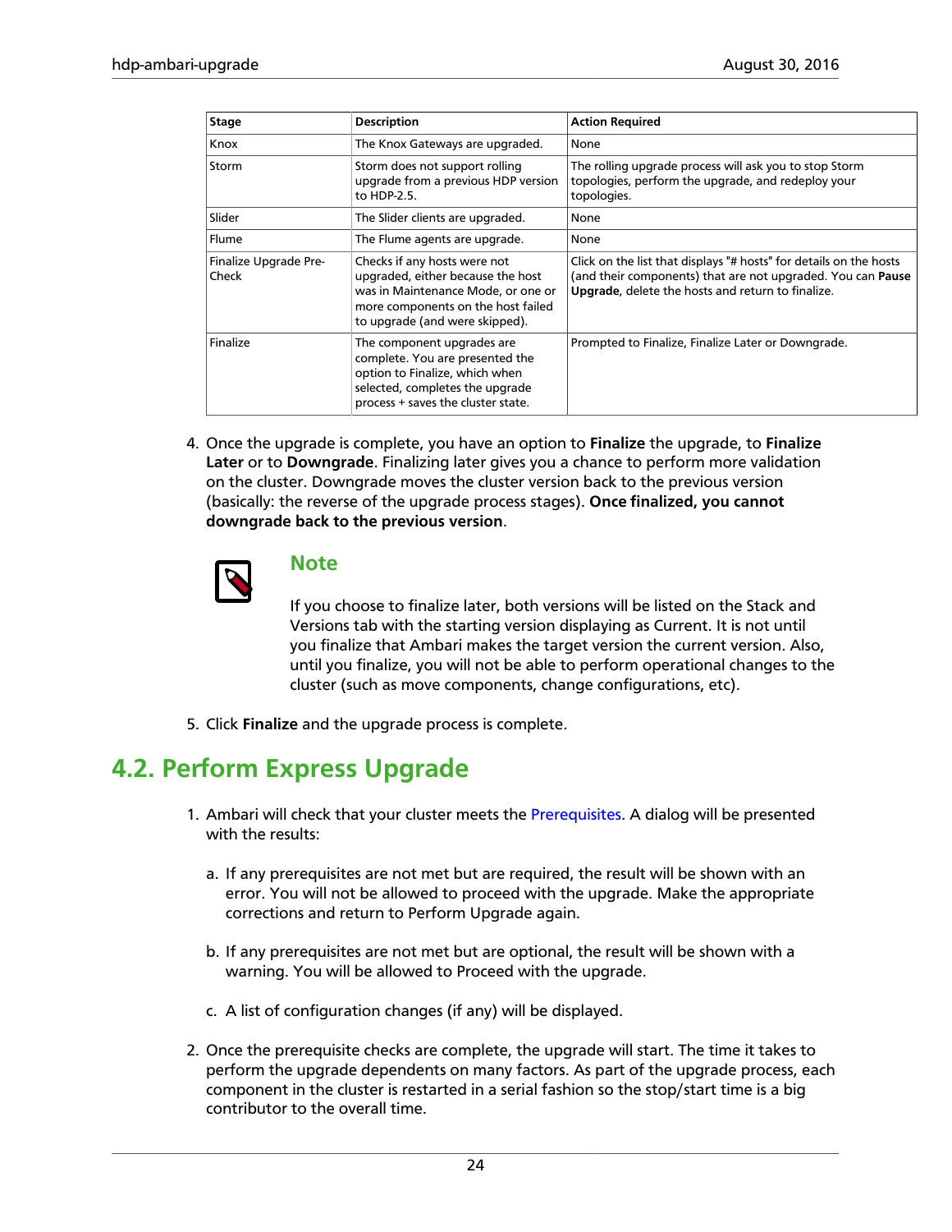| Stage | Description | Action Required |
| --- | --- | --- |
| Knox | The Knox Gateways are upgraded. | None |
| Storm | Storm does not support rolling upgrade from a previous HDP version to HDP-2.5. | The rolling upgrade process will ask you to stop Storm topologies, perform the upgrade, and redeploy your topologies. |
| Slider | The Slider clients are upgraded. | None |
| Flume | The Flume agents are upgrade. | None |
| Finalize Upgrade Pre-Check | Checks if any hosts were not upgraded, either because the host was in Maintenance Mode, or one or more components on the host failed to upgrade (and were skipped). | Click on the list that displays "# hosts" for details on the hosts (and their components) that are not upgraded. You can **Pause Upgrade**, delete the hosts and return to finalize. |
| Finalize | The component upgrades are complete. You are presented the option to Finalize, which when selected, completes the upgrade process + saves the cluster state. | Prompted to Finalize, Finalize Later or Downgrade. |

4. Once the upgrade is complete, you have an option to **Finalize** the upgrade, to **Finalize Later** or to **Downgrade**. Finalizing later gives you a chance to perform more validation on the cluster. Downgrade moves the cluster version back to the previous version (basically: the reverse of the upgrade process stages). **Once finalized, you cannot downgrade back to the previous version**.

   **Note**

   If you choose to finalize later, both versions will be listed on the Stack and Versions tab with the starting version displaying as Current. It is not until you finalize that Ambari makes the target version the current version. Also, until you finalize, you will not be able to perform operational changes to the cluster (such as move components, change configurations, etc).

5. Click **Finalize** and the upgrade process is complete.

## 4.2. Perform Express Upgrade

1. Ambari will check that your cluster meets the Prerequisites. A dialog will be presented with the results:

   a. If any prerequisites are not met but are required, the result will be shown with an error. You will not be allowed to proceed with the upgrade. Make the appropriate corrections and return to Perform Upgrade again.

   b. If any prerequisites are not met but are optional, the result will be shown with a warning. You will be allowed to Proceed with the upgrade.

   c. A list of configuration changes (if any) will be displayed.

2. Once the prerequisite checks are complete, the upgrade will start. The time it takes to perform the upgrade dependents on many factors. As part of the upgrade process, each component in the cluster is restarted in a serial fashion so the stop/start time is a big contributor to the overall time.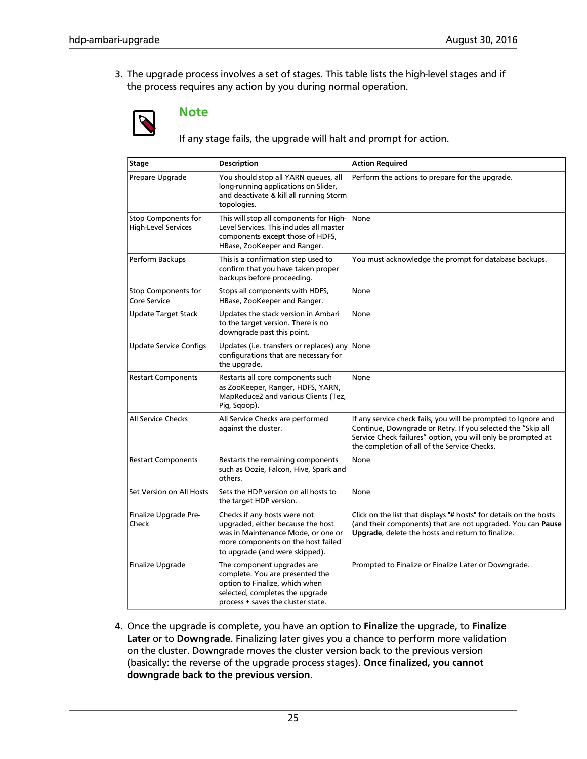3. The upgrade process involves a set of stages. This table lists the high-level stages and if the process requires any action by you during normal operation.

> **Note**
>
> If any stage fails, the upgrade will halt and prompt for action.

| Stage | Description | Action Required |
|---|---|---|
| Prepare Upgrade | You should stop all YARN queues, all long-running applications on Slider, and deactivate & kill all running Storm topologies. | Perform the actions to prepare for the upgrade. |
| Stop Components for High-Level Services | This will stop all components for High-Level Services. This includes all master components **except** those of HDFS, HBase, ZooKeeper and Ranger. | None |
| Perform Backups | This is a confirmation step used to confirm that you have taken proper backups before proceeding. | You must acknowledge the prompt for database backups. |
| Stop Components for Core Service | Stops all components with HDFS, HBase, ZooKeeper and Ranger. | None |
| Update Target Stack | Updates the stack version in Ambari to the target version. There is no downgrade past this point. | None |
| Update Service Configs | Updates (i.e. transfers or replaces) any configurations that are necessary for the upgrade. | None |
| Restart Components | Restarts all core components such as ZooKeeper, Ranger, HDFS, YARN, MapReduce2 and various Clients (Tez, Pig, Sqoop). | None |
| All Service Checks | All Service Checks are performed against the cluster. | If any service check fails, you will be prompted to Ignore and Continue, Downgrade or Retry. If you selected the "Skip all Service Check failures" option, you will only be prompted at the completion of all of the Service Checks. |
| Restart Components | Restarts the remaining components such as Oozie, Falcon, Hive, Spark and others. | None |
| Set Version on All Hosts | Sets the HDP version on all hosts to the target HDP version. | None |
| Finalize Upgrade Pre-Check | Checks if any hosts were not upgraded, either because the host was in Maintenance Mode, or one or more components on the host failed to upgrade (and were skipped). | Click on the list that displays "# hosts" for details on the hosts (and their components) that are not upgraded. You can **Pause Upgrade**, delete the hosts and return to finalize. |
| Finalize Upgrade | The component upgrades are complete. You are presented the option to Finalize, which when selected, completes the upgrade process + saves the cluster state. | Prompted to Finalize or Finalize Later or Downgrade. |

4. Once the upgrade is complete, you have an option to **Finalize** the upgrade, to **Finalize Later** or to **Downgrade**. Finalizing later gives you a chance to perform more validation on the cluster. Downgrade moves the cluster version back to the previous version (basically: the reverse of the upgrade process stages). **Once finalized, you cannot downgrade back to the previous version**.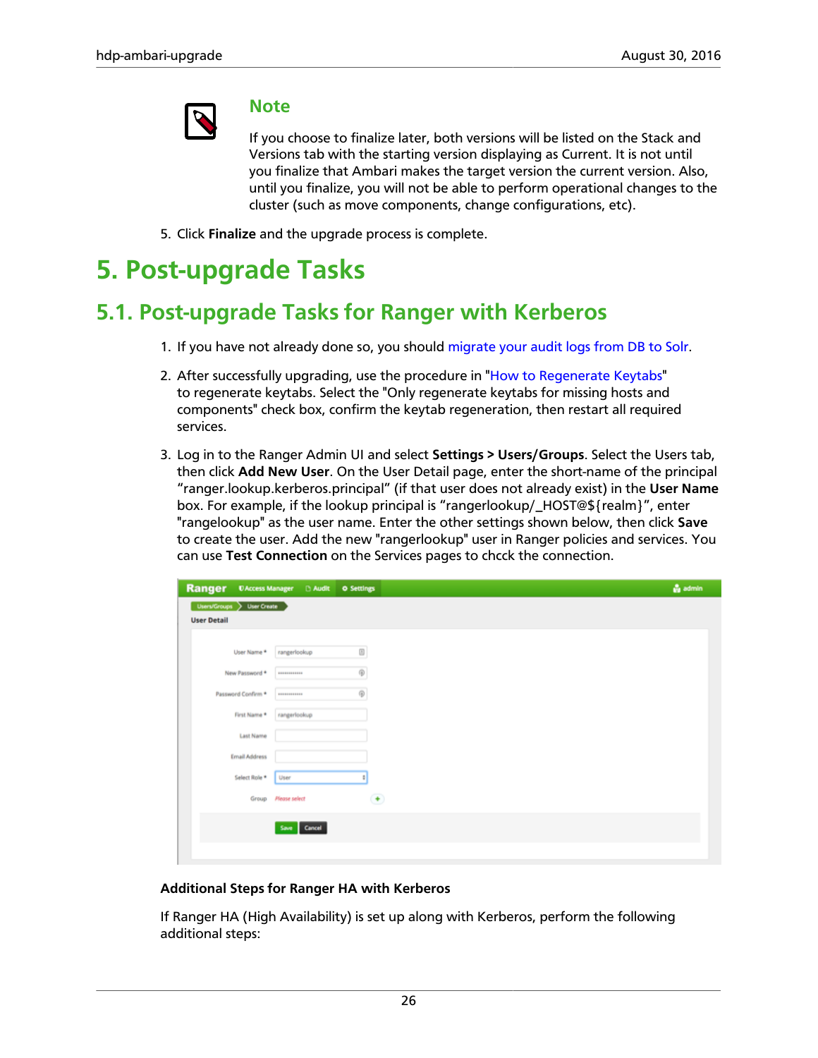> **Note**
>
> If you choose to finalize later, both versions will be listed on the Stack and Versions tab with the starting version displaying as Current. It is not until you finalize that Ambari makes the target version the current version. Also, until you finalize, you will not be able to perform operational changes to the cluster (such as move components, change configurations, etc).

5. Click **Finalize** and the upgrade process is complete.

# 5. Post-upgrade Tasks

## 5.1. Post-upgrade Tasks for Ranger with Kerberos

1. If you have not already done so, you should migrate your audit logs from DB to Solr.

2. After successfully upgrading, use the procedure in "How to Regenerate Keytabs" to regenerate keytabs. Select the "Only regenerate keytabs for missing hosts and components" check box, confirm the keytab regeneration, then restart all required services.

3. Log in to the Ranger Admin UI and select **Settings > Users/Groups**. Select the Users tab, then click **Add New User**. On the User Detail page, enter the short-name of the principal "ranger.lookup.kerberos.principal" (if that user does not already exist) in the **User Name** box. For example, if the lookup principal is "rangerlookup/_HOST@${realm}", enter "rangelookup" as the user name. Enter the other settings shown below, then click **Save** to create the user. Add the new "rangerlookup" user in Ranger policies and services. You can use **Test Connection** on the Services pages to chcck the connection.

**Additional Steps for Ranger HA with Kerberos**

If Ranger HA (High Availability) is set up along with Kerberos, perform the following additional steps: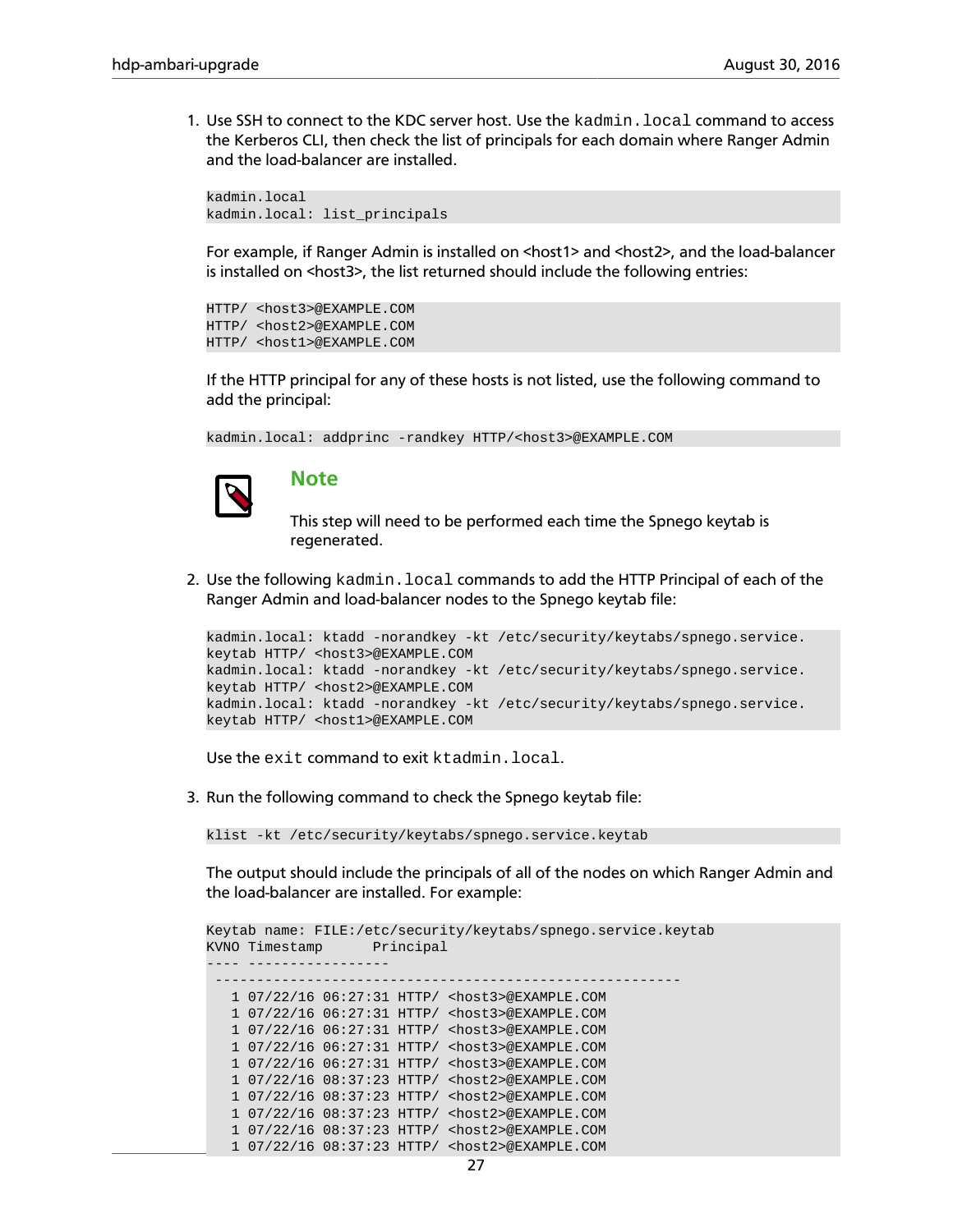1. Use SSH to connect to the KDC server host. Use the `kadmin.local` command to access the Kerberos CLI, then check the list of principals for each domain where Ranger Admin and the load-balancer are installed.

   ```
   kadmin.local
   kadmin.local: list_principals
   ```

   For example, if Ranger Admin is installed on <host1> and <host2>, and the load-balancer is installed on <host3>, the list returned should include the following entries:

   ```
   HTTP/ <host3>@EXAMPLE.COM
   HTTP/ <host2>@EXAMPLE.COM
   HTTP/ <host1>@EXAMPLE.COM
   ```

   If the HTTP principal for any of these hosts is not listed, use the following command to add the principal:

   ```
   kadmin.local: addprinc -randkey HTTP/<host3>@EXAMPLE.COM
   ```

   **Note**

   This step will need to be performed each time the Spnego keytab is regenerated.

2. Use the following `kadmin.local` commands to add the HTTP Principal of each of the Ranger Admin and load-balancer nodes to the Spnego keytab file:

   ```
   kadmin.local: ktadd -norandkey -kt /etc/security/keytabs/spnego.service.
   keytab HTTP/ <host3>@EXAMPLE.COM
   kadmin.local: ktadd -norandkey -kt /etc/security/keytabs/spnego.service.
   keytab HTTP/ <host2>@EXAMPLE.COM
   kadmin.local: ktadd -norandkey -kt /etc/security/keytabs/spnego.service.
   keytab HTTP/ <host1>@EXAMPLE.COM
   ```

   Use the `exit` command to exit `ktadmin.local`.

3. Run the following command to check the Spnego keytab file:

   ```
   klist -kt /etc/security/keytabs/spnego.service.keytab
   ```

   The output should include the principals of all of the nodes on which Ranger Admin and the load-balancer are installed. For example:

   ```
   Keytab name: FILE:/etc/security/keytabs/spnego.service.keytab
   KVNO Timestamp      Principal
   ---- -----------------
    --------------------------------------------------------
      1 07/22/16 06:27:31 HTTP/ <host3>@EXAMPLE.COM
      1 07/22/16 06:27:31 HTTP/ <host3>@EXAMPLE.COM
      1 07/22/16 06:27:31 HTTP/ <host3>@EXAMPLE.COM
      1 07/22/16 06:27:31 HTTP/ <host3>@EXAMPLE.COM
      1 07/22/16 06:27:31 HTTP/ <host3>@EXAMPLE.COM
      1 07/22/16 08:37:23 HTTP/ <host2>@EXAMPLE.COM
      1 07/22/16 08:37:23 HTTP/ <host2>@EXAMPLE.COM
      1 07/22/16 08:37:23 HTTP/ <host2>@EXAMPLE.COM
      1 07/22/16 08:37:23 HTTP/ <host2>@EXAMPLE.COM
      1 07/22/16 08:37:23 HTTP/ <host2>@EXAMPLE.COM
   ```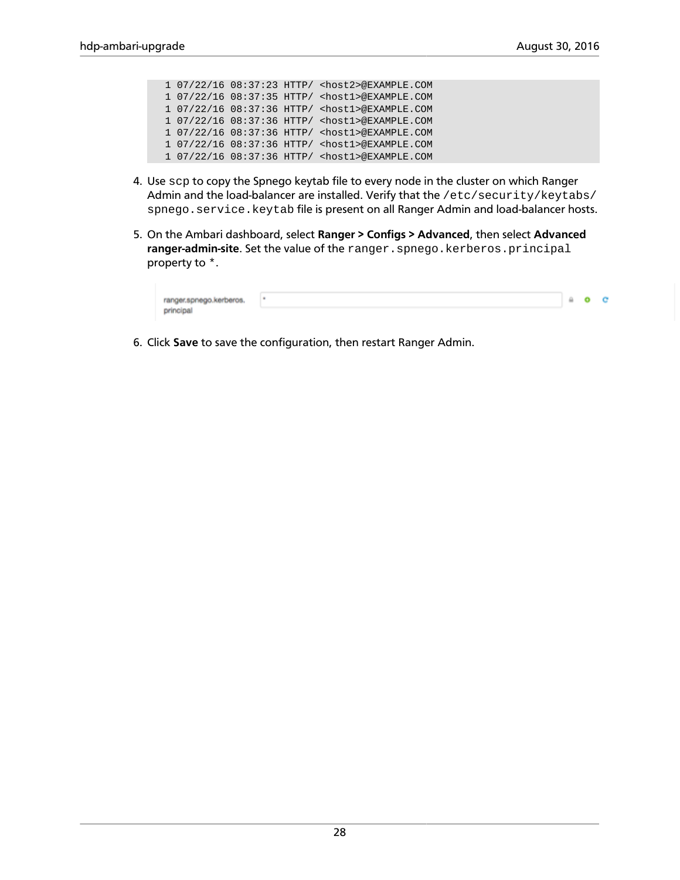```
1 07/22/16 08:37:23 HTTP/ <host2>@EXAMPLE.COM
1 07/22/16 08:37:35 HTTP/ <host1>@EXAMPLE.COM
1 07/22/16 08:37:36 HTTP/ <host1>@EXAMPLE.COM
1 07/22/16 08:37:36 HTTP/ <host1>@EXAMPLE.COM
1 07/22/16 08:37:36 HTTP/ <host1>@EXAMPLE.COM
1 07/22/16 08:37:36 HTTP/ <host1>@EXAMPLE.COM
1 07/22/16 08:37:36 HTTP/ <host1>@EXAMPLE.COM
```

4. Use `scp` to copy the Spnego keytab file to every node in the cluster on which Ranger Admin and the load-balancer are installed. Verify that the `/etc/security/keytabs/spnego.service.keytab` file is present on all Ranger Admin and load-balancer hosts.

5. On the Ambari dashboard, select **Ranger > Configs > Advanced**, then select **Advanced ranger-admin-site**. Set the value of the `ranger.spnego.kerberos.principal` property to `*`.

   ranger.spnego.kerberos.principal: *

6. Click **Save** to save the configuration, then restart Ranger Admin.